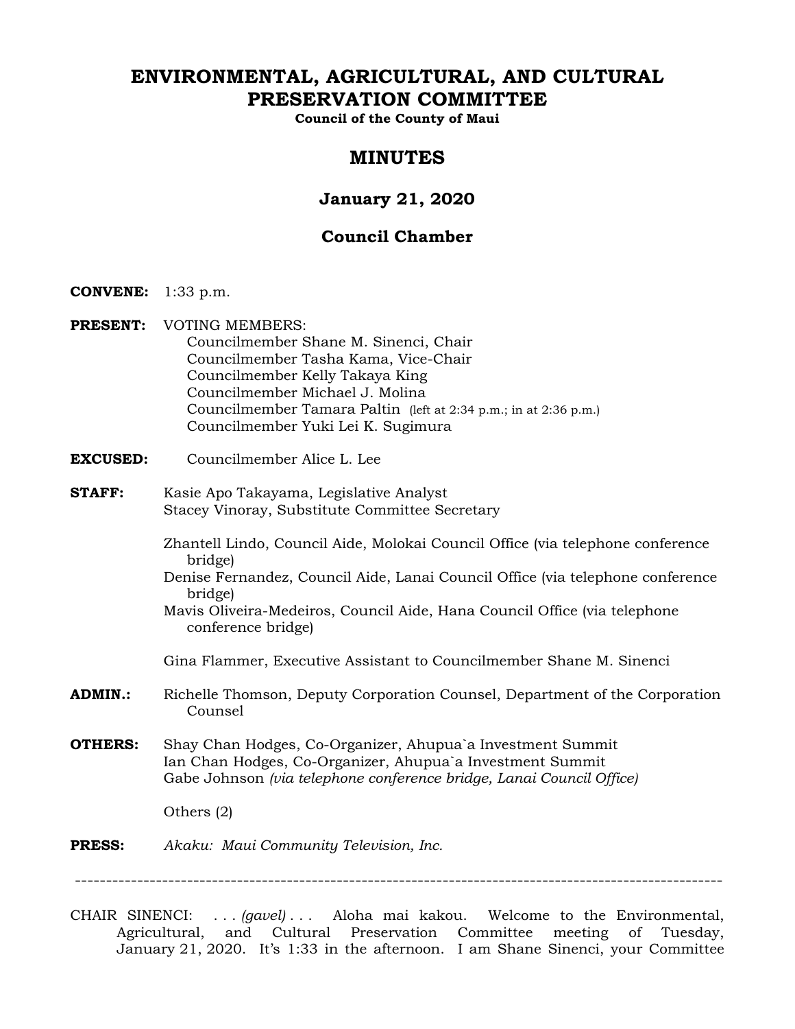# ENVIRONMENTAL, AGRICULTURAL, AND CULTURAL PRESERVATION COMMITTEE

**Council of the County of Maui**

## MINUTES

### January 21, 2020

### Council Chamber

**CONVENE:** 1:33 p.m.

**PRESENT:** VOTING MEMBERS:
Councilmember Shane M. Sinenci, Chair
Councilmember Tasha Kama, Vice-Chair
Councilmember Kelly Takaya King
Councilmember Michael J. Molina
Councilmember Tamara Paltin (left at 2:34 p.m.; in at 2:36 p.m.)
Councilmember Yuki Lei K. Sugimura

**EXCUSED:** Councilmember Alice L. Lee

**STAFF:** Kasie Apo Takayama, Legislative Analyst
Stacey Vinoray, Substitute Committee Secretary

Zhantell Lindo, Council Aide, Molokai Council Office (via telephone conference bridge)
Denise Fernandez, Council Aide, Lanai Council Office (via telephone conference bridge)
Mavis Oliveira-Medeiros, Council Aide, Hana Council Office (via telephone conference bridge)

Gina Flammer, Executive Assistant to Councilmember Shane M. Sinenci

**ADMIN.:** Richelle Thomson, Deputy Corporation Counsel, Department of the Corporation Counsel

**OTHERS:** Shay Chan Hodges, Co-Organizer, Ahupua`a Investment Summit
Ian Chan Hodges, Co-Organizer, Ahupua`a Investment Summit
Gabe Johnson *(via telephone conference bridge, Lanai Council Office)*

Others (2)

**PRESS:** *Akaku: Maui Community Television, Inc.*

---

CHAIR SINENCI: . . . *(gavel)* . . . Aloha mai kakou. Welcome to the Environmental, Agricultural, and Cultural Preservation Committee meeting of Tuesday, January 21, 2020. It's 1:33 in the afternoon. I am Shane Sinenci, your Committee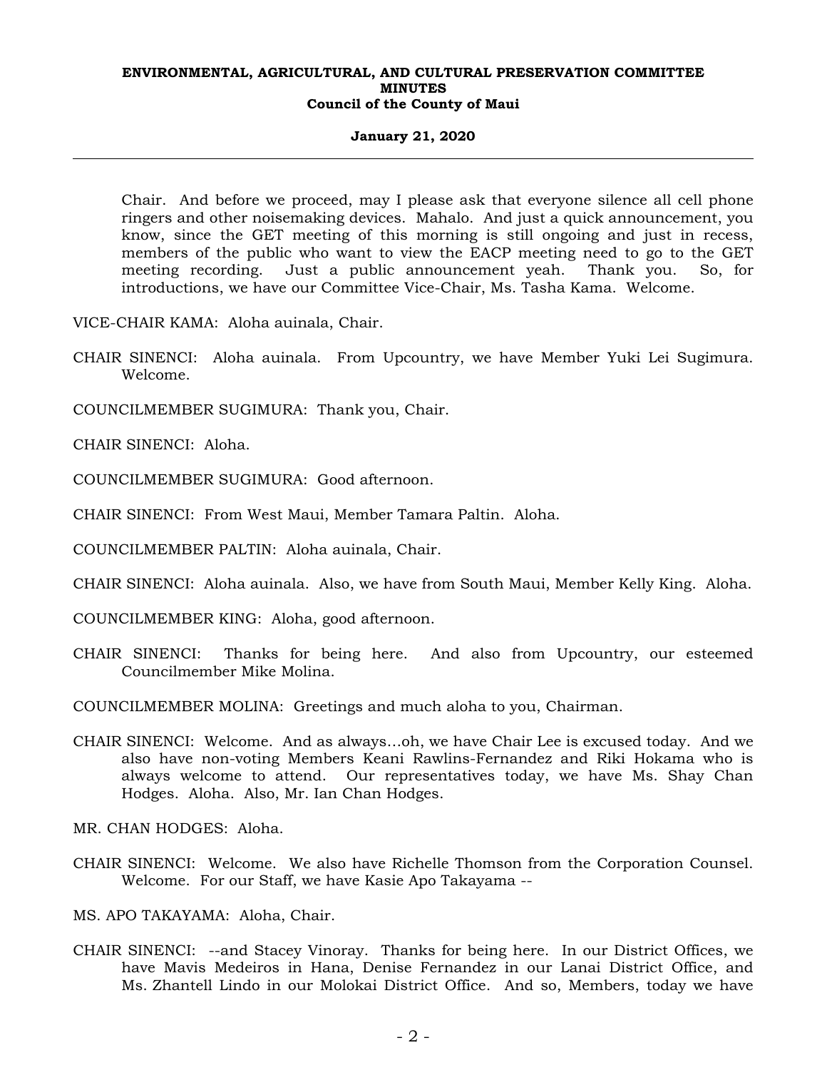Chair. And before we proceed, may I please ask that everyone silence all cell phone ringers and other noisemaking devices. Mahalo. And just a quick announcement, you know, since the GET meeting of this morning is still ongoing and just in recess, members of the public who want to view the EACP meeting need to go to the GET meeting recording. Just a public announcement yeah. Thank you. So, for introductions, we have our Committee Vice-Chair, Ms. Tasha Kama. Welcome.

VICE-CHAIR KAMA: Aloha auinala, Chair.

CHAIR SINENCI: Aloha auinala. From Upcountry, we have Member Yuki Lei Sugimura. Welcome.

COUNCILMEMBER SUGIMURA: Thank you, Chair.

CHAIR SINENCI: Aloha.

COUNCILMEMBER SUGIMURA: Good afternoon.

CHAIR SINENCI: From West Maui, Member Tamara Paltin. Aloha.

COUNCILMEMBER PALTIN: Aloha auinala, Chair.

CHAIR SINENCI: Aloha auinala. Also, we have from South Maui, Member Kelly King. Aloha.

COUNCILMEMBER KING: Aloha, good afternoon.

CHAIR SINENCI: Thanks for being here. And also from Upcountry, our esteemed Councilmember Mike Molina.

COUNCILMEMBER MOLINA: Greetings and much aloha to you, Chairman.

CHAIR SINENCI: Welcome. And as always...oh, we have Chair Lee is excused today. And we also have non-voting Members Keani Rawlins-Fernandez and Riki Hokama who is always welcome to attend. Our representatives today, we have Ms. Shay Chan Hodges. Aloha. Also, Mr. Ian Chan Hodges.

MR. CHAN HODGES: Aloha.

CHAIR SINENCI: Welcome. We also have Richelle Thomson from the Corporation Counsel. Welcome. For our Staff, we have Kasie Apo Takayama --

MS. APO TAKAYAMA: Aloha, Chair.

CHAIR SINENCI: --and Stacey Vinoray. Thanks for being here. In our District Offices, we have Mavis Medeiros in Hana, Denise Fernandez in our Lanai District Office, and Ms. Zhantell Lindo in our Molokai District Office. And so, Members, today we have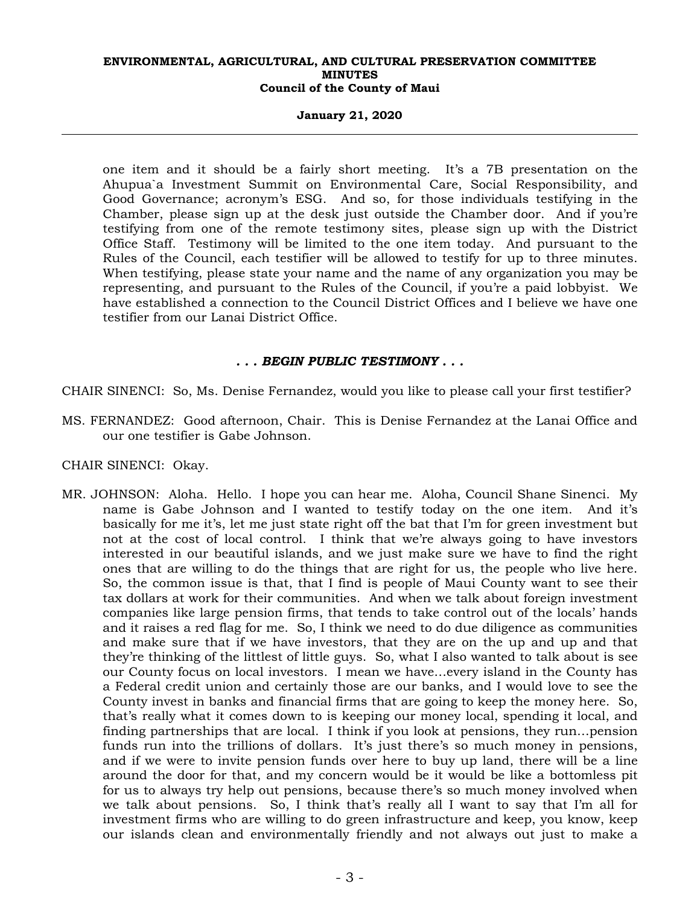one item and it should be a fairly short meeting. It's a 7B presentation on the Ahupua`a Investment Summit on Environmental Care, Social Responsibility, and Good Governance; acronym's ESG. And so, for those individuals testifying in the Chamber, please sign up at the desk just outside the Chamber door. And if you're testifying from one of the remote testimony sites, please sign up with the District Office Staff. Testimony will be limited to the one item today. And pursuant to the Rules of the Council, each testifier will be allowed to testify for up to three minutes. When testifying, please state your name and the name of any organization you may be representing, and pursuant to the Rules of the Council, if you're a paid lobbyist. We have established a connection to the Council District Offices and I believe we have one testifier from our Lanai District Office.

***. . . BEGIN PUBLIC TESTIMONY . . .***

CHAIR SINENCI: So, Ms. Denise Fernandez, would you like to please call your first testifier?

MS. FERNANDEZ: Good afternoon, Chair. This is Denise Fernandez at the Lanai Office and our one testifier is Gabe Johnson.

CHAIR SINENCI: Okay.

MR. JOHNSON: Aloha. Hello. I hope you can hear me. Aloha, Council Shane Sinenci. My name is Gabe Johnson and I wanted to testify today on the one item. And it's basically for me it's, let me just state right off the bat that I'm for green investment but not at the cost of local control. I think that we're always going to have investors interested in our beautiful islands, and we just make sure we have to find the right ones that are willing to do the things that are right for us, the people who live here. So, the common issue is that, that I find is people of Maui County want to see their tax dollars at work for their communities. And when we talk about foreign investment companies like large pension firms, that tends to take control out of the locals' hands and it raises a red flag for me. So, I think we need to do due diligence as communities and make sure that if we have investors, that they are on the up and up and that they're thinking of the littlest of little guys. So, what I also wanted to talk about is see our County focus on local investors. I mean we have...every island in the County has a Federal credit union and certainly those are our banks, and I would love to see the County invest in banks and financial firms that are going to keep the money here. So, that's really what it comes down to is keeping our money local, spending it local, and finding partnerships that are local. I think if you look at pensions, they run...pension funds run into the trillions of dollars. It's just there's so much money in pensions, and if we were to invite pension funds over here to buy up land, there will be a line around the door for that, and my concern would be it would be like a bottomless pit for us to always try help out pensions, because there's so much money involved when we talk about pensions. So, I think that's really all I want to say that I'm all for investment firms who are willing to do green infrastructure and keep, you know, keep our islands clean and environmentally friendly and not always out just to make a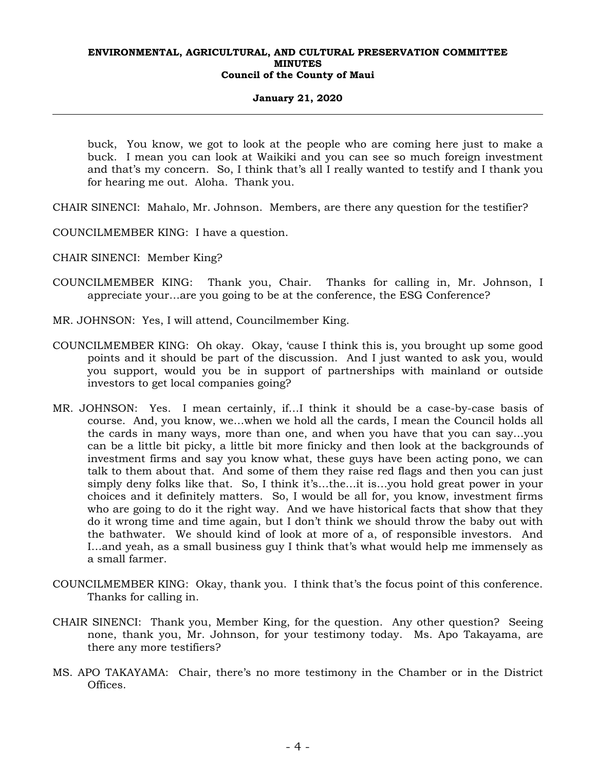buck, You know, we got to look at the people who are coming here just to make a buck. I mean you can look at Waikiki and you can see so much foreign investment and that's my concern. So, I think that's all I really wanted to testify and I thank you for hearing me out. Aloha. Thank you.

CHAIR SINENCI: Mahalo, Mr. Johnson. Members, are there any question for the testifier?

COUNCILMEMBER KING: I have a question.

CHAIR SINENCI: Member King?

COUNCILMEMBER KING: Thank you, Chair. Thanks for calling in, Mr. Johnson, I appreciate your…are you going to be at the conference, the ESG Conference?

MR. JOHNSON: Yes, I will attend, Councilmember King.

COUNCILMEMBER KING: Oh okay. Okay, 'cause I think this is, you brought up some good points and it should be part of the discussion. And I just wanted to ask you, would you support, would you be in support of partnerships with mainland or outside investors to get local companies going?

MR. JOHNSON: Yes. I mean certainly, if…I think it should be a case-by-case basis of course. And, you know, we…when we hold all the cards, I mean the Council holds all the cards in many ways, more than one, and when you have that you can say…you can be a little bit picky, a little bit more finicky and then look at the backgrounds of investment firms and say you know what, these guys have been acting pono, we can talk to them about that. And some of them they raise red flags and then you can just simply deny folks like that. So, I think it's…the…it is…you hold great power in your choices and it definitely matters. So, I would be all for, you know, investment firms who are going to do it the right way. And we have historical facts that show that they do it wrong time and time again, but I don't think we should throw the baby out with the bathwater. We should kind of look at more of a, of responsible investors. And I…and yeah, as a small business guy I think that's what would help me immensely as a small farmer.

COUNCILMEMBER KING: Okay, thank you. I think that's the focus point of this conference. Thanks for calling in.

CHAIR SINENCI: Thank you, Member King, for the question. Any other question? Seeing none, thank you, Mr. Johnson, for your testimony today. Ms. Apo Takayama, are there any more testifiers?

MS. APO TAKAYAMA: Chair, there's no more testimony in the Chamber or in the District Offices.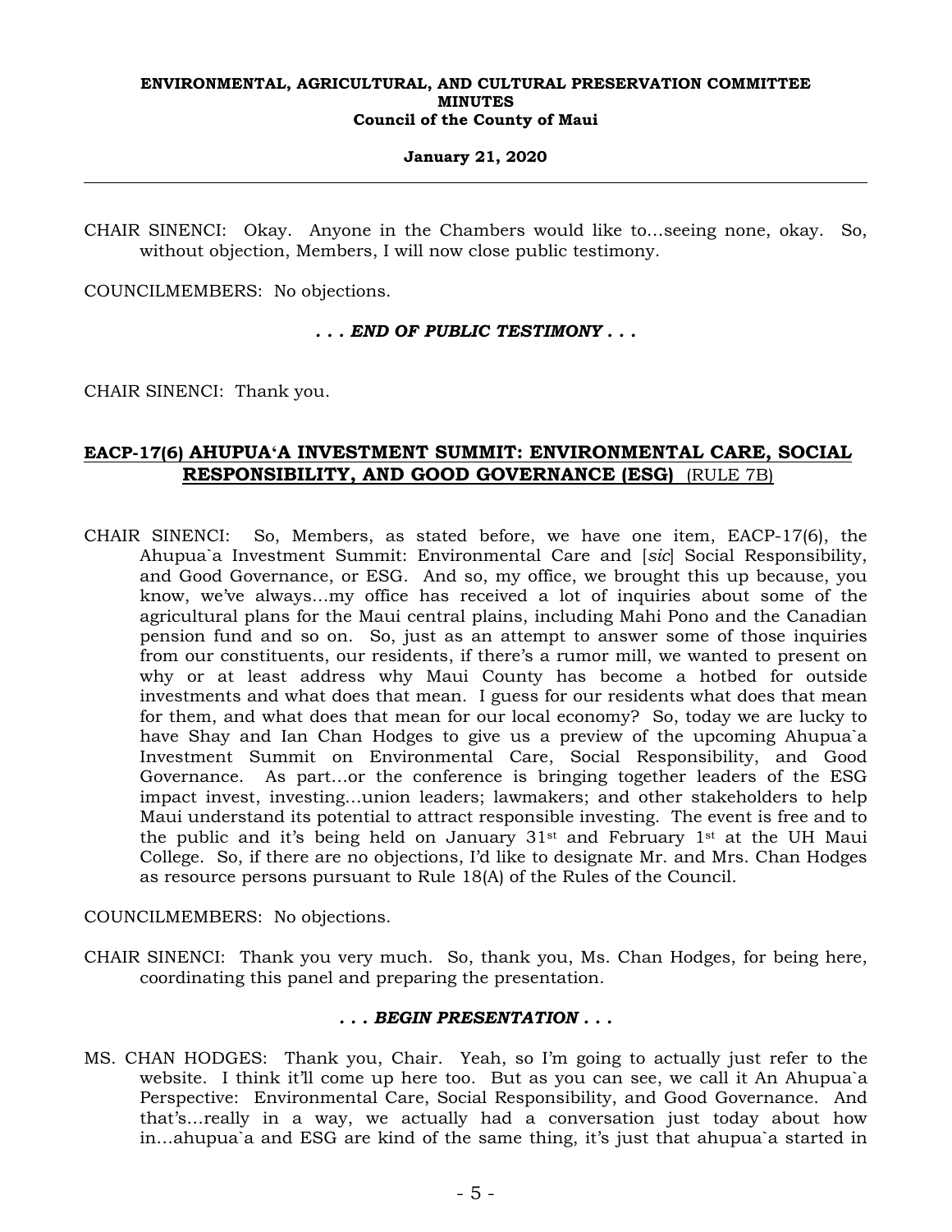CHAIR SINENCI: Okay. Anyone in the Chambers would like to...seeing none, okay. So, without objection, Members, I will now close public testimony.

COUNCILMEMBERS: No objections.

***. . . END OF PUBLIC TESTIMONY . . .***

CHAIR SINENCI: Thank you.

**EACP-17(6) AHUPUA'A INVESTMENT SUMMIT: ENVIRONMENTAL CARE, SOCIAL RESPONSIBILITY, AND GOOD GOVERNANCE (ESG)** (RULE 7B)

CHAIR SINENCI: So, Members, as stated before, we have one item, EACP-17(6), the Ahupua`a Investment Summit: Environmental Care and [*sic*] Social Responsibility, and Good Governance, or ESG. And so, my office, we brought this up because, you know, we've always...my office has received a lot of inquiries about some of the agricultural plans for the Maui central plains, including Mahi Pono and the Canadian pension fund and so on. So, just as an attempt to answer some of those inquiries from our constituents, our residents, if there's a rumor mill, we wanted to present on why or at least address why Maui County has become a hotbed for outside investments and what does that mean. I guess for our residents what does that mean for them, and what does that mean for our local economy? So, today we are lucky to have Shay and Ian Chan Hodges to give us a preview of the upcoming Ahupua`a Investment Summit on Environmental Care, Social Responsibility, and Good Governance. As part...or the conference is bringing together leaders of the ESG impact invest, investing...union leaders; lawmakers; and other stakeholders to help Maui understand its potential to attract responsible investing. The event is free and to the public and it's being held on January 31st and February 1st at the UH Maui College. So, if there are no objections, I'd like to designate Mr. and Mrs. Chan Hodges as resource persons pursuant to Rule 18(A) of the Rules of the Council.

COUNCILMEMBERS: No objections.

CHAIR SINENCI: Thank you very much. So, thank you, Ms. Chan Hodges, for being here, coordinating this panel and preparing the presentation.

***. . . BEGIN PRESENTATION . . .***

MS. CHAN HODGES: Thank you, Chair. Yeah, so I'm going to actually just refer to the website. I think it'll come up here too. But as you can see, we call it An Ahupua`a Perspective: Environmental Care, Social Responsibility, and Good Governance. And that's...really in a way, we actually had a conversation just today about how in...ahupua`a and ESG are kind of the same thing, it's just that ahupua`a started in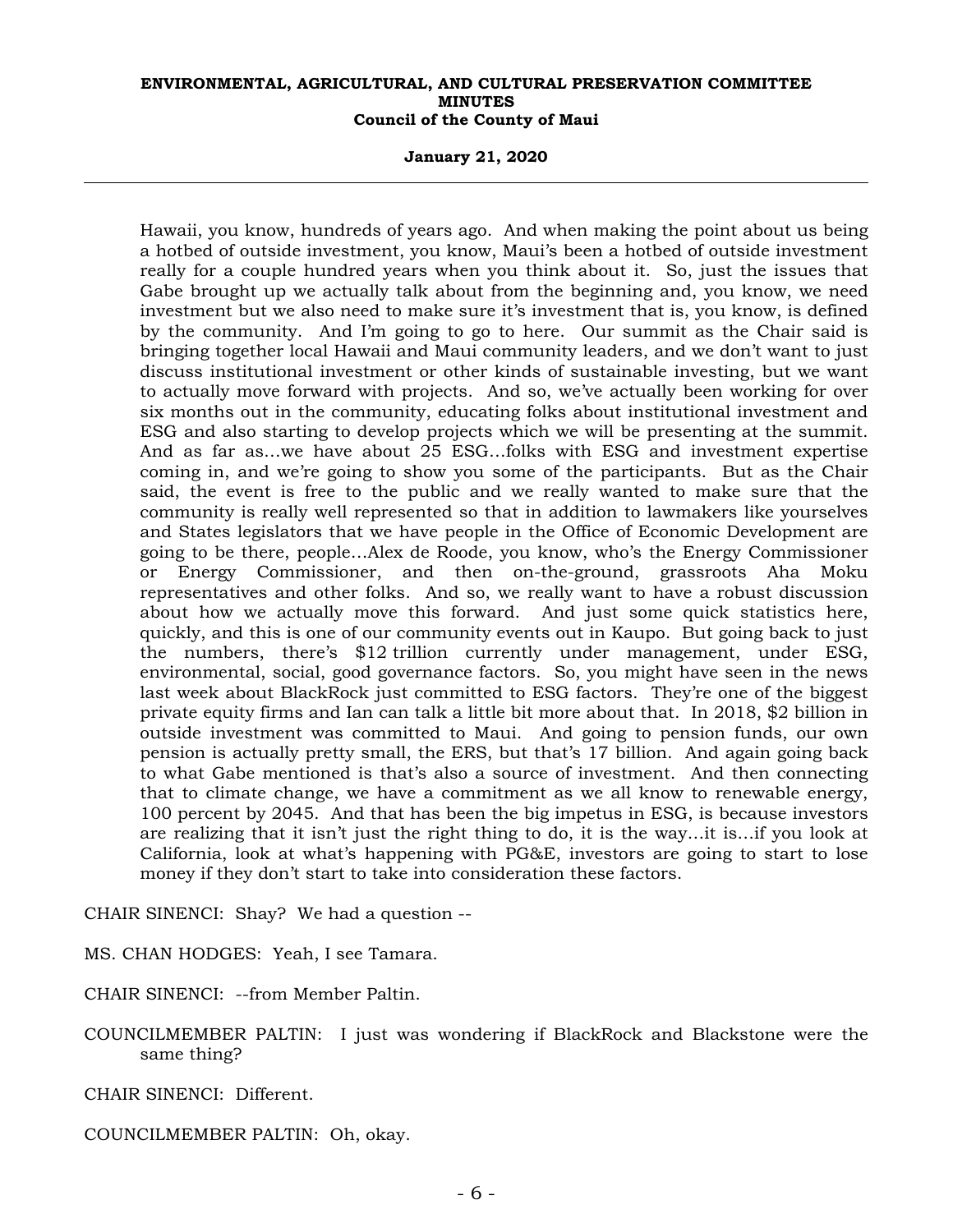Hawaii, you know, hundreds of years ago. And when making the point about us being a hotbed of outside investment, you know, Maui's been a hotbed of outside investment really for a couple hundred years when you think about it. So, just the issues that Gabe brought up we actually talk about from the beginning and, you know, we need investment but we also need to make sure it's investment that is, you know, is defined by the community. And I'm going to go to here. Our summit as the Chair said is bringing together local Hawaii and Maui community leaders, and we don't want to just discuss institutional investment or other kinds of sustainable investing, but we want to actually move forward with projects. And so, we've actually been working for over six months out in the community, educating folks about institutional investment and ESG and also starting to develop projects which we will be presenting at the summit. And as far as...we have about 25 ESG...folks with ESG and investment expertise coming in, and we're going to show you some of the participants. But as the Chair said, the event is free to the public and we really wanted to make sure that the community is really well represented so that in addition to lawmakers like yourselves and States legislators that we have people in the Office of Economic Development are going to be there, people...Alex de Roode, you know, who's the Energy Commissioner or Energy Commissioner, and then on-the-ground, grassroots Aha Moku representatives and other folks. And so, we really want to have a robust discussion about how we actually move this forward. And just some quick statistics here, quickly, and this is one of our community events out in Kaupo. But going back to just the numbers, there's $12 trillion currently under management, under ESG, environmental, social, good governance factors. So, you might have seen in the news last week about BlackRock just committed to ESG factors. They're one of the biggest private equity firms and Ian can talk a little bit more about that. In 2018, $2 billion in outside investment was committed to Maui. And going to pension funds, our own pension is actually pretty small, the ERS, but that's 17 billion. And again going back to what Gabe mentioned is that's also a source of investment. And then connecting that to climate change, we have a commitment as we all know to renewable energy, 100 percent by 2045. And that has been the big impetus in ESG, is because investors are realizing that it isn't just the right thing to do, it is the way...it is...if you look at California, look at what's happening with PG&E, investors are going to start to lose money if they don't start to take into consideration these factors.

CHAIR SINENCI: Shay? We had a question --

MS. CHAN HODGES: Yeah, I see Tamara.

CHAIR SINENCI: --from Member Paltin.

COUNCILMEMBER PALTIN: I just was wondering if BlackRock and Blackstone were the same thing?

CHAIR SINENCI: Different.

COUNCILMEMBER PALTIN: Oh, okay.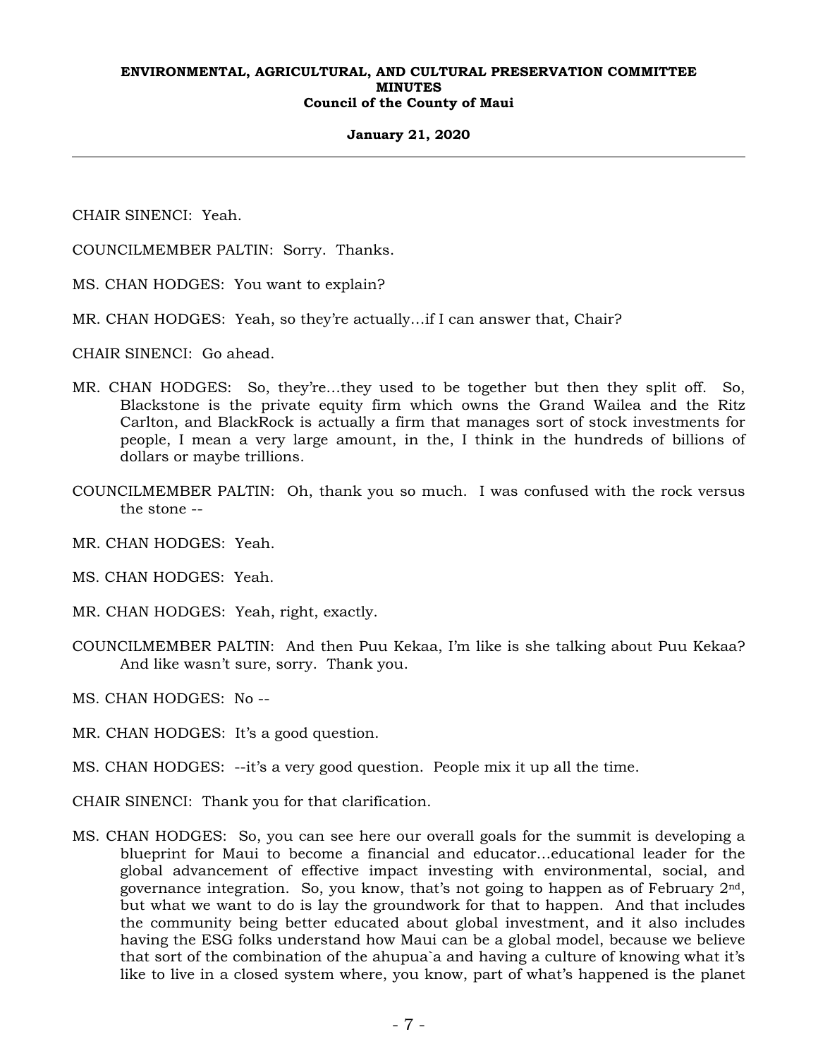CHAIR SINENCI: Yeah.

COUNCILMEMBER PALTIN: Sorry. Thanks.

MS. CHAN HODGES: You want to explain?

MR. CHAN HODGES: Yeah, so they're actually…if I can answer that, Chair?

CHAIR SINENCI: Go ahead.

MR. CHAN HODGES: So, they're…they used to be together but then they split off. So, Blackstone is the private equity firm which owns the Grand Wailea and the Ritz Carlton, and BlackRock is actually a firm that manages sort of stock investments for people, I mean a very large amount, in the, I think in the hundreds of billions of dollars or maybe trillions.

COUNCILMEMBER PALTIN: Oh, thank you so much. I was confused with the rock versus the stone --

MR. CHAN HODGES: Yeah.

MS. CHAN HODGES: Yeah.

MR. CHAN HODGES: Yeah, right, exactly.

COUNCILMEMBER PALTIN: And then Puu Kekaa, I'm like is she talking about Puu Kekaa? And like wasn't sure, sorry. Thank you.

MS. CHAN HODGES: No --

MR. CHAN HODGES: It's a good question.

MS. CHAN HODGES: --it's a very good question. People mix it up all the time.

CHAIR SINENCI: Thank you for that clarification.

MS. CHAN HODGES: So, you can see here our overall goals for the summit is developing a blueprint for Maui to become a financial and educator…educational leader for the global advancement of effective impact investing with environmental, social, and governance integration. So, you know, that's not going to happen as of February 2nd, but what we want to do is lay the groundwork for that to happen. And that includes the community being better educated about global investment, and it also includes having the ESG folks understand how Maui can be a global model, because we believe that sort of the combination of the ahupua`a and having a culture of knowing what it's like to live in a closed system where, you know, part of what's happened is the planet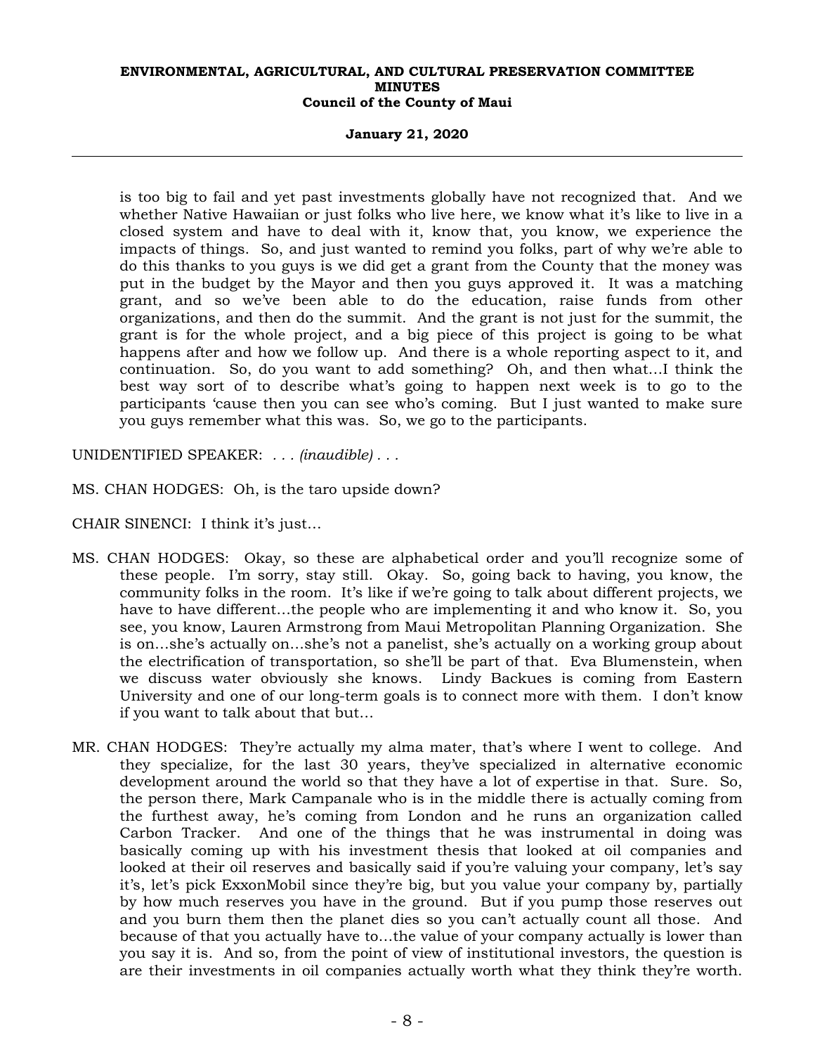is too big to fail and yet past investments globally have not recognized that. And we whether Native Hawaiian or just folks who live here, we know what it's like to live in a closed system and have to deal with it, know that, you know, we experience the impacts of things. So, and just wanted to remind you folks, part of why we're able to do this thanks to you guys is we did get a grant from the County that the money was put in the budget by the Mayor and then you guys approved it. It was a matching grant, and so we've been able to do the education, raise funds from other organizations, and then do the summit. And the grant is not just for the summit, the grant is for the whole project, and a big piece of this project is going to be what happens after and how we follow up. And there is a whole reporting aspect to it, and continuation. So, do you want to add something? Oh, and then what...I think the best way sort of to describe what's going to happen next week is to go to the participants 'cause then you can see who's coming. But I just wanted to make sure you guys remember what this was. So, we go to the participants.

UNIDENTIFIED SPEAKER: . . . *(inaudible)* . . .

MS. CHAN HODGES: Oh, is the taro upside down?

CHAIR SINENCI: I think it's just...

MS. CHAN HODGES: Okay, so these are alphabetical order and you'll recognize some of these people. I'm sorry, stay still. Okay. So, going back to having, you know, the community folks in the room. It's like if we're going to talk about different projects, we have to have different...the people who are implementing it and who know it. So, you see, you know, Lauren Armstrong from Maui Metropolitan Planning Organization. She is on...she's actually on...she's not a panelist, she's actually on a working group about the electrification of transportation, so she'll be part of that. Eva Blumenstein, when we discuss water obviously she knows. Lindy Backues is coming from Eastern University and one of our long-term goals is to connect more with them. I don't know if you want to talk about that but...

MR. CHAN HODGES: They're actually my alma mater, that's where I went to college. And they specialize, for the last 30 years, they've specialized in alternative economic development around the world so that they have a lot of expertise in that. Sure. So, the person there, Mark Campanale who is in the middle there is actually coming from the furthest away, he's coming from London and he runs an organization called Carbon Tracker. And one of the things that he was instrumental in doing was basically coming up with his investment thesis that looked at oil companies and looked at their oil reserves and basically said if you're valuing your company, let's say it's, let's pick ExxonMobil since they're big, but you value your company by, partially by how much reserves you have in the ground. But if you pump those reserves out and you burn them then the planet dies so you can't actually count all those. And because of that you actually have to...the value of your company actually is lower than you say it is. And so, from the point of view of institutional investors, the question is are their investments in oil companies actually worth what they think they're worth.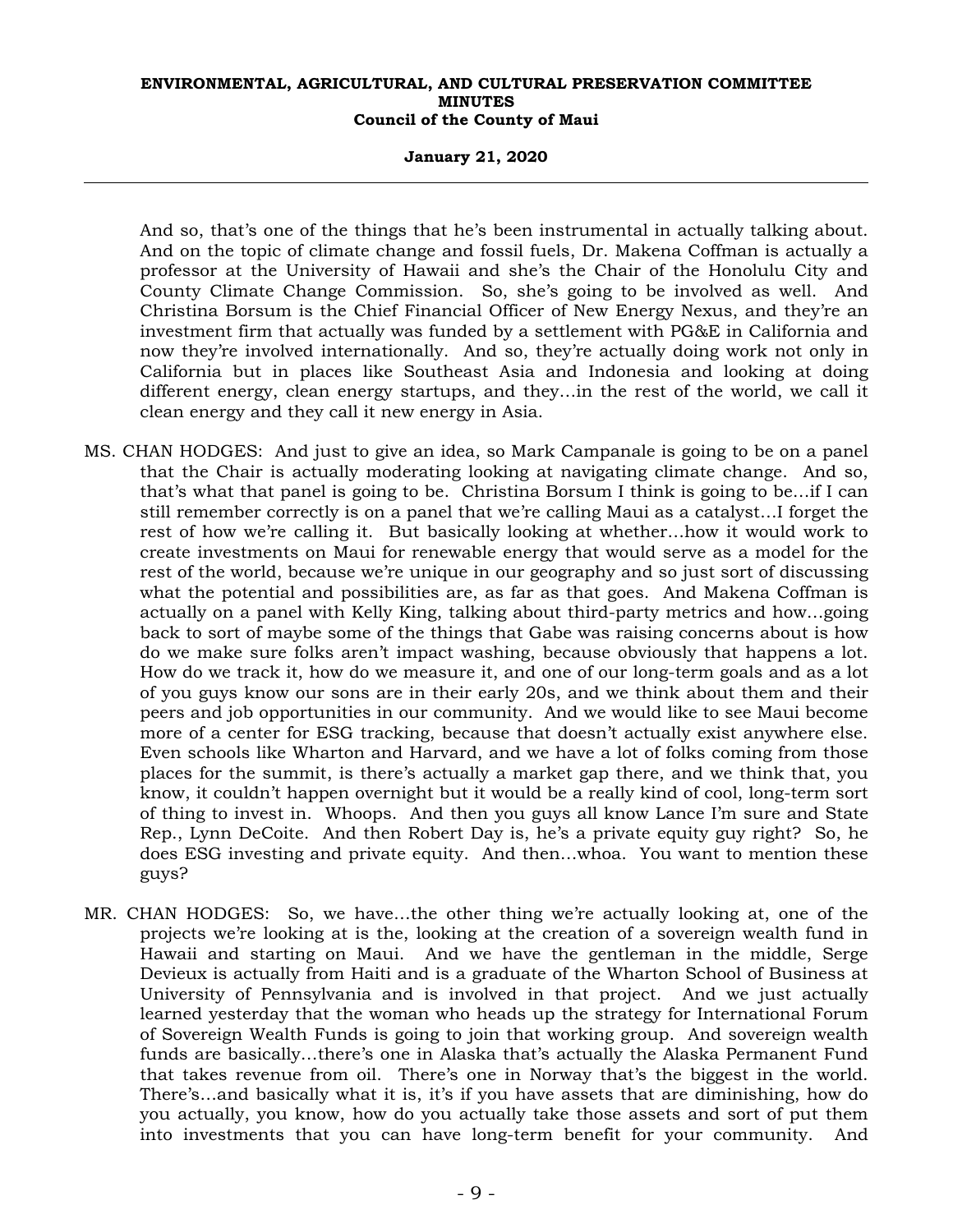And so, that's one of the things that he's been instrumental in actually talking about. And on the topic of climate change and fossil fuels, Dr. Makena Coffman is actually a professor at the University of Hawaii and she's the Chair of the Honolulu City and County Climate Change Commission. So, she's going to be involved as well. And Christina Borsum is the Chief Financial Officer of New Energy Nexus, and they're an investment firm that actually was funded by a settlement with PG&E in California and now they're involved internationally. And so, they're actually doing work not only in California but in places like Southeast Asia and Indonesia and looking at doing different energy, clean energy startups, and they...in the rest of the world, we call it clean energy and they call it new energy in Asia.

MS. CHAN HODGES: And just to give an idea, so Mark Campanale is going to be on a panel that the Chair is actually moderating looking at navigating climate change. And so, that's what that panel is going to be. Christina Borsum I think is going to be...if I can still remember correctly is on a panel that we're calling Maui as a catalyst...I forget the rest of how we're calling it. But basically looking at whether...how it would work to create investments on Maui for renewable energy that would serve as a model for the rest of the world, because we're unique in our geography and so just sort of discussing what the potential and possibilities are, as far as that goes. And Makena Coffman is actually on a panel with Kelly King, talking about third-party metrics and how...going back to sort of maybe some of the things that Gabe was raising concerns about is how do we make sure folks aren't impact washing, because obviously that happens a lot. How do we track it, how do we measure it, and one of our long-term goals and as a lot of you guys know our sons are in their early 20s, and we think about them and their peers and job opportunities in our community. And we would like to see Maui become more of a center for ESG tracking, because that doesn't actually exist anywhere else. Even schools like Wharton and Harvard, and we have a lot of folks coming from those places for the summit, is there's actually a market gap there, and we think that, you know, it couldn't happen overnight but it would be a really kind of cool, long-term sort of thing to invest in. Whoops. And then you guys all know Lance I'm sure and State Rep., Lynn DeCoite. And then Robert Day is, he's a private equity guy right? So, he does ESG investing and private equity. And then...whoa. You want to mention these guys?

MR. CHAN HODGES: So, we have...the other thing we're actually looking at, one of the projects we're looking at is the, looking at the creation of a sovereign wealth fund in Hawaii and starting on Maui. And we have the gentleman in the middle, Serge Devieux is actually from Haiti and is a graduate of the Wharton School of Business at University of Pennsylvania and is involved in that project. And we just actually learned yesterday that the woman who heads up the strategy for International Forum of Sovereign Wealth Funds is going to join that working group. And sovereign wealth funds are basically...there's one in Alaska that's actually the Alaska Permanent Fund that takes revenue from oil. There's one in Norway that's the biggest in the world. There's...and basically what it is, it's if you have assets that are diminishing, how do you actually, you know, how do you actually take those assets and sort of put them into investments that you can have long-term benefit for your community. And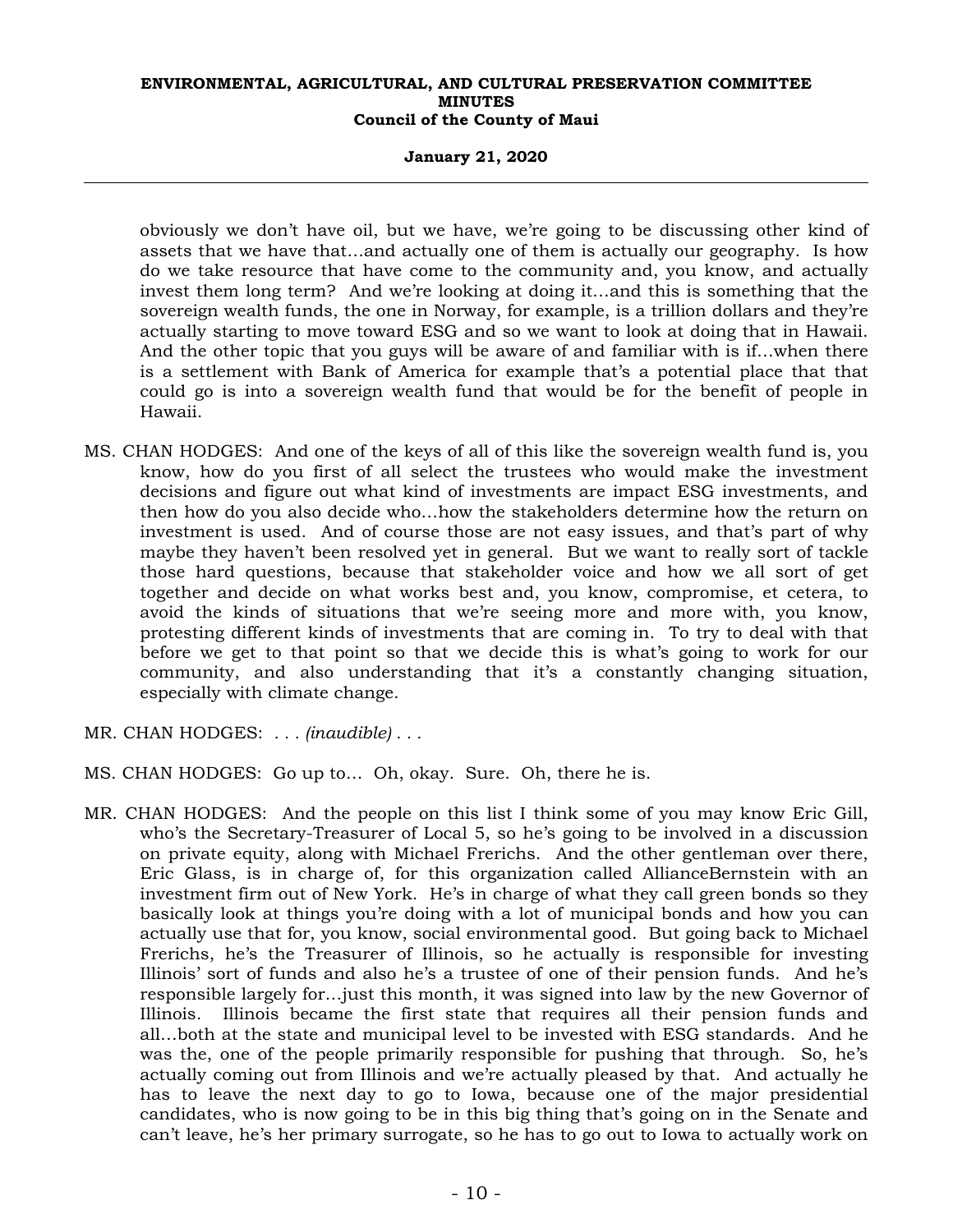obviously we don't have oil, but we have, we're going to be discussing other kind of assets that we have that…and actually one of them is actually our geography. Is how do we take resource that have come to the community and, you know, and actually invest them long term? And we're looking at doing it…and this is something that the sovereign wealth funds, the one in Norway, for example, is a trillion dollars and they're actually starting to move toward ESG and so we want to look at doing that in Hawaii. And the other topic that you guys will be aware of and familiar with is if…when there is a settlement with Bank of America for example that's a potential place that that could go is into a sovereign wealth fund that would be for the benefit of people in Hawaii.

MS. CHAN HODGES: And one of the keys of all of this like the sovereign wealth fund is, you know, how do you first of all select the trustees who would make the investment decisions and figure out what kind of investments are impact ESG investments, and then how do you also decide who…how the stakeholders determine how the return on investment is used. And of course those are not easy issues, and that's part of why maybe they haven't been resolved yet in general. But we want to really sort of tackle those hard questions, because that stakeholder voice and how we all sort of get together and decide on what works best and, you know, compromise, et cetera, to avoid the kinds of situations that we're seeing more and more with, you know, protesting different kinds of investments that are coming in. To try to deal with that before we get to that point so that we decide this is what's going to work for our community, and also understanding that it's a constantly changing situation, especially with climate change.

MR. CHAN HODGES: . . . *(inaudible)* . . .

MS. CHAN HODGES: Go up to… Oh, okay. Sure. Oh, there he is.

MR. CHAN HODGES: And the people on this list I think some of you may know Eric Gill, who's the Secretary-Treasurer of Local 5, so he's going to be involved in a discussion on private equity, along with Michael Frerichs. And the other gentleman over there, Eric Glass, is in charge of, for this organization called AllianceBernstein with an investment firm out of New York. He's in charge of what they call green bonds so they basically look at things you're doing with a lot of municipal bonds and how you can actually use that for, you know, social environmental good. But going back to Michael Frerichs, he's the Treasurer of Illinois, so he actually is responsible for investing Illinois' sort of funds and also he's a trustee of one of their pension funds. And he's responsible largely for…just this month, it was signed into law by the new Governor of Illinois. Illinois became the first state that requires all their pension funds and all…both at the state and municipal level to be invested with ESG standards. And he was the, one of the people primarily responsible for pushing that through. So, he's actually coming out from Illinois and we're actually pleased by that. And actually he has to leave the next day to go to Iowa, because one of the major presidential candidates, who is now going to be in this big thing that's going on in the Senate and can't leave, he's her primary surrogate, so he has to go out to Iowa to actually work on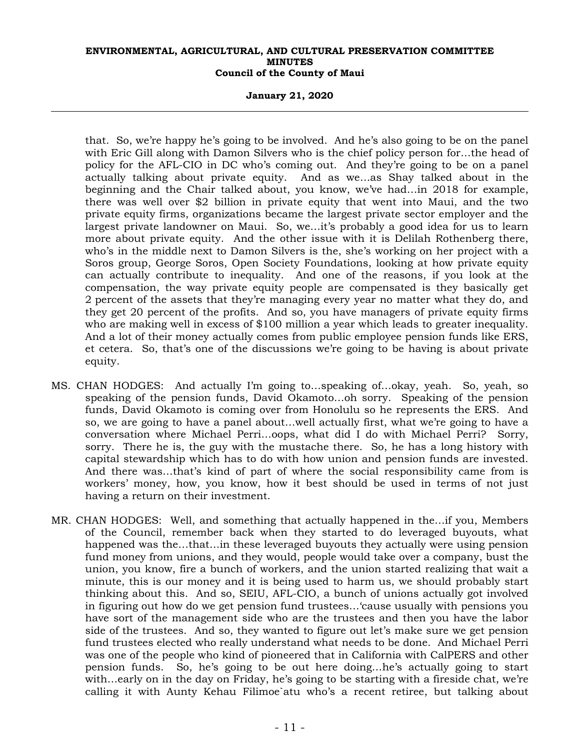that. So, we're happy he's going to be involved. And he's also going to be on the panel with Eric Gill along with Damon Silvers who is the chief policy person for…the head of policy for the AFL-CIO in DC who's coming out. And they're going to be on a panel actually talking about private equity. And as we…as Shay talked about in the beginning and the Chair talked about, you know, we've had…in 2018 for example, there was well over $2 billion in private equity that went into Maui, and the two private equity firms, organizations became the largest private sector employer and the largest private landowner on Maui. So, we…it's probably a good idea for us to learn more about private equity. And the other issue with it is Delilah Rothenberg there, who's in the middle next to Damon Silvers is the, she's working on her project with a Soros group, George Soros, Open Society Foundations, looking at how private equity can actually contribute to inequality. And one of the reasons, if you look at the compensation, the way private equity people are compensated is they basically get 2 percent of the assets that they're managing every year no matter what they do, and they get 20 percent of the profits. And so, you have managers of private equity firms who are making well in excess of $100 million a year which leads to greater inequality. And a lot of their money actually comes from public employee pension funds like ERS, et cetera. So, that's one of the discussions we're going to be having is about private equity.

MS. CHAN HODGES: And actually I'm going to…speaking of…okay, yeah. So, yeah, so speaking of the pension funds, David Okamoto…oh sorry. Speaking of the pension funds, David Okamoto is coming over from Honolulu so he represents the ERS. And so, we are going to have a panel about…well actually first, what we're going to have a conversation where Michael Perri…oops, what did I do with Michael Perri? Sorry, sorry. There he is, the guy with the mustache there. So, he has a long history with capital stewardship which has to do with how union and pension funds are invested. And there was…that's kind of part of where the social responsibility came from is workers' money, how, you know, how it best should be used in terms of not just having a return on their investment.

MR. CHAN HODGES: Well, and something that actually happened in the…if you, Members of the Council, remember back when they started to do leveraged buyouts, what happened was the…that…in these leveraged buyouts they actually were using pension fund money from unions, and they would, people would take over a company, bust the union, you know, fire a bunch of workers, and the union started realizing that wait a minute, this is our money and it is being used to harm us, we should probably start thinking about this. And so, SEIU, AFL-CIO, a bunch of unions actually got involved in figuring out how do we get pension fund trustees…'cause usually with pensions you have sort of the management side who are the trustees and then you have the labor side of the trustees. And so, they wanted to figure out let's make sure we get pension fund trustees elected who really understand what needs to be done. And Michael Perri was one of the people who kind of pioneered that in California with CalPERS and other pension funds. So, he's going to be out here doing…he's actually going to start with…early on in the day on Friday, he's going to be starting with a fireside chat, we're calling it with Aunty Kehau Filimoe`atu who's a recent retiree, but talking about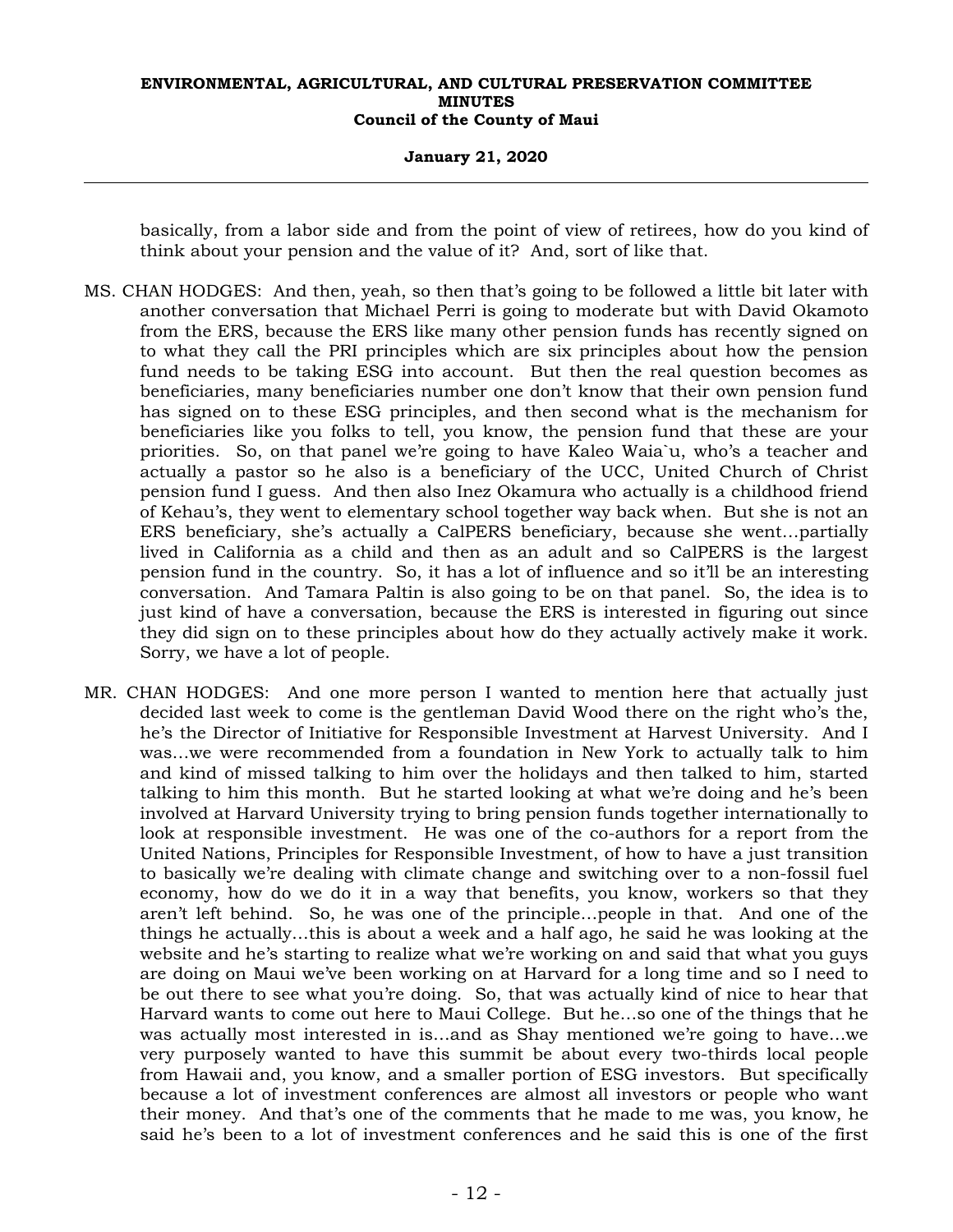basically, from a labor side and from the point of view of retirees, how do you kind of think about your pension and the value of it? And, sort of like that.

MS. CHAN HODGES: And then, yeah, so then that's going to be followed a little bit later with another conversation that Michael Perri is going to moderate but with David Okamoto from the ERS, because the ERS like many other pension funds has recently signed on to what they call the PRI principles which are six principles about how the pension fund needs to be taking ESG into account. But then the real question becomes as beneficiaries, many beneficiaries number one don't know that their own pension fund has signed on to these ESG principles, and then second what is the mechanism for beneficiaries like you folks to tell, you know, the pension fund that these are your priorities. So, on that panel we're going to have Kaleo Waiaʻu, who's a teacher and actually a pastor so he also is a beneficiary of the UCC, United Church of Christ pension fund I guess. And then also Inez Okamura who actually is a childhood friend of Kehau's, they went to elementary school together way back when. But she is not an ERS beneficiary, she's actually a CalPERS beneficiary, because she went…partially lived in California as a child and then as an adult and so CalPERS is the largest pension fund in the country. So, it has a lot of influence and so it'll be an interesting conversation. And Tamara Paltin is also going to be on that panel. So, the idea is to just kind of have a conversation, because the ERS is interested in figuring out since they did sign on to these principles about how do they actually actively make it work. Sorry, we have a lot of people.

MR. CHAN HODGES: And one more person I wanted to mention here that actually just decided last week to come is the gentleman David Wood there on the right who's the, he's the Director of Initiative for Responsible Investment at Harvest University. And I was…we were recommended from a foundation in New York to actually talk to him and kind of missed talking to him over the holidays and then talked to him, started talking to him this month. But he started looking at what we're doing and he's been involved at Harvard University trying to bring pension funds together internationally to look at responsible investment. He was one of the co-authors for a report from the United Nations, Principles for Responsible Investment, of how to have a just transition to basically we're dealing with climate change and switching over to a non-fossil fuel economy, how do we do it in a way that benefits, you know, workers so that they aren't left behind. So, he was one of the principle…people in that. And one of the things he actually…this is about a week and a half ago, he said he was looking at the website and he's starting to realize what we're working on and said that what you guys are doing on Maui we've been working on at Harvard for a long time and so I need to be out there to see what you're doing. So, that was actually kind of nice to hear that Harvard wants to come out here to Maui College. But he…so one of the things that he was actually most interested in is…and as Shay mentioned we're going to have…we very purposely wanted to have this summit be about every two-thirds local people from Hawaii and, you know, and a smaller portion of ESG investors. But specifically because a lot of investment conferences are almost all investors or people who want their money. And that's one of the comments that he made to me was, you know, he said he's been to a lot of investment conferences and he said this is one of the first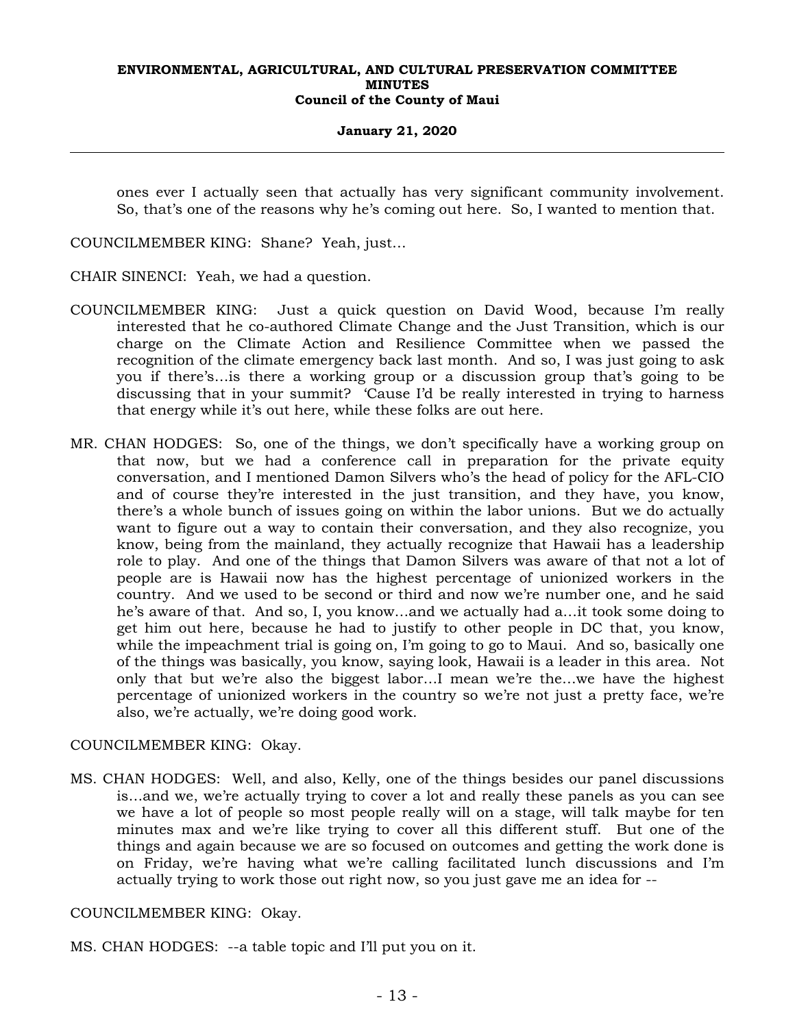ones ever I actually seen that actually has very significant community involvement. So, that's one of the reasons why he's coming out here. So, I wanted to mention that.

COUNCILMEMBER KING: Shane? Yeah, just…

CHAIR SINENCI: Yeah, we had a question.

COUNCILMEMBER KING: Just a quick question on David Wood, because I'm really interested that he co-authored Climate Change and the Just Transition, which is our charge on the Climate Action and Resilience Committee when we passed the recognition of the climate emergency back last month. And so, I was just going to ask you if there's…is there a working group or a discussion group that's going to be discussing that in your summit? 'Cause I'd be really interested in trying to harness that energy while it's out here, while these folks are out here.

MR. CHAN HODGES: So, one of the things, we don't specifically have a working group on that now, but we had a conference call in preparation for the private equity conversation, and I mentioned Damon Silvers who's the head of policy for the AFL-CIO and of course they're interested in the just transition, and they have, you know, there's a whole bunch of issues going on within the labor unions. But we do actually want to figure out a way to contain their conversation, and they also recognize, you know, being from the mainland, they actually recognize that Hawaii has a leadership role to play. And one of the things that Damon Silvers was aware of that not a lot of people are is Hawaii now has the highest percentage of unionized workers in the country. And we used to be second or third and now we're number one, and he said he's aware of that. And so, I, you know…and we actually had a…it took some doing to get him out here, because he had to justify to other people in DC that, you know, while the impeachment trial is going on, I'm going to go to Maui. And so, basically one of the things was basically, you know, saying look, Hawaii is a leader in this area. Not only that but we're also the biggest labor…I mean we're the…we have the highest percentage of unionized workers in the country so we're not just a pretty face, we're also, we're actually, we're doing good work.

COUNCILMEMBER KING: Okay.

MS. CHAN HODGES: Well, and also, Kelly, one of the things besides our panel discussions is…and we, we're actually trying to cover a lot and really these panels as you can see we have a lot of people so most people really will on a stage, will talk maybe for ten minutes max and we're like trying to cover all this different stuff. But one of the things and again because we are so focused on outcomes and getting the work done is on Friday, we're having what we're calling facilitated lunch discussions and I'm actually trying to work those out right now, so you just gave me an idea for --

COUNCILMEMBER KING: Okay.

MS. CHAN HODGES: --a table topic and I'll put you on it.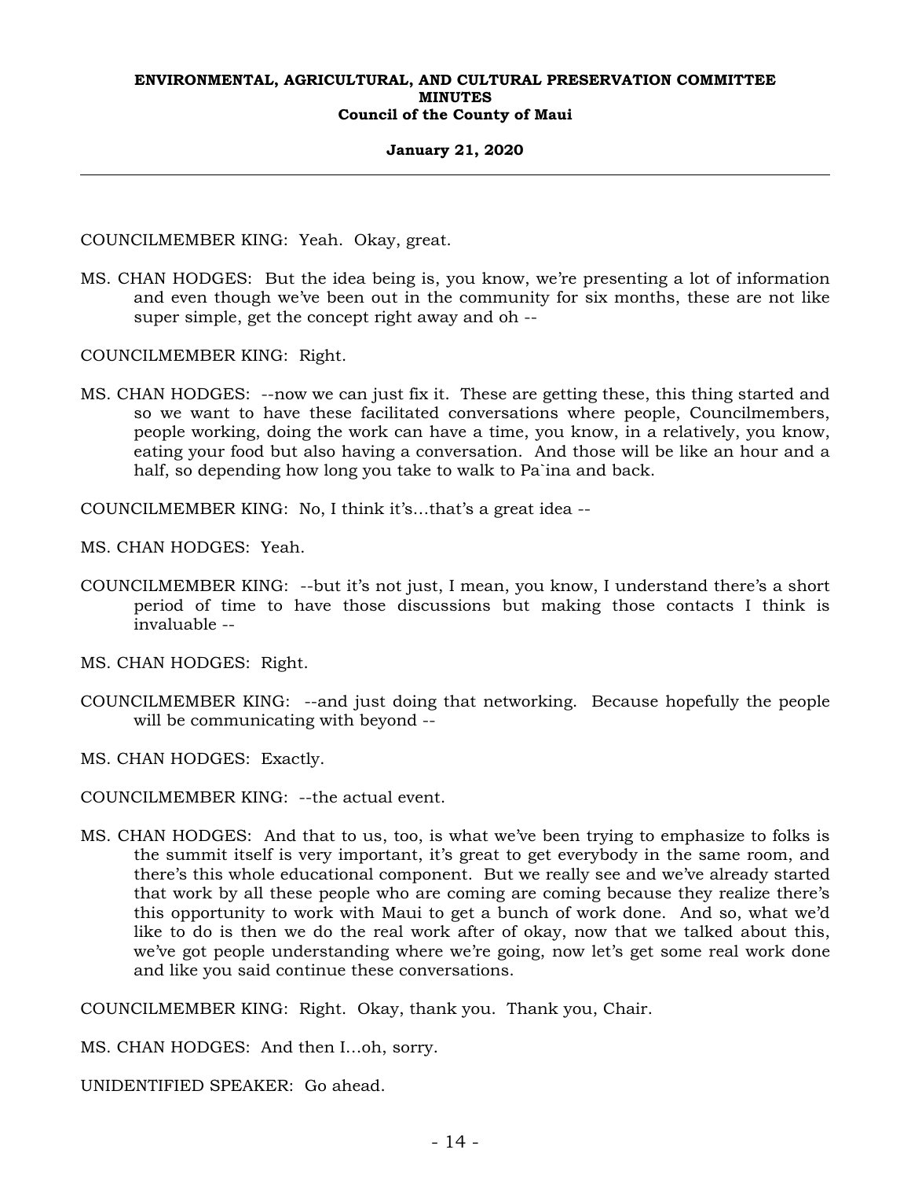COUNCILMEMBER KING: Yeah. Okay, great.

MS. CHAN HODGES: But the idea being is, you know, we're presenting a lot of information and even though we've been out in the community for six months, these are not like super simple, get the concept right away and oh --

COUNCILMEMBER KING: Right.

MS. CHAN HODGES: --now we can just fix it. These are getting these, this thing started and so we want to have these facilitated conversations where people, Councilmembers, people working, doing the work can have a time, you know, in a relatively, you know, eating your food but also having a conversation. And those will be like an hour and a half, so depending how long you take to walk to Pa`ina and back.

COUNCILMEMBER KING: No, I think it's...that's a great idea --

MS. CHAN HODGES: Yeah.

COUNCILMEMBER KING: --but it's not just, I mean, you know, I understand there's a short period of time to have those discussions but making those contacts I think is invaluable --

MS. CHAN HODGES: Right.

COUNCILMEMBER KING: --and just doing that networking. Because hopefully the people will be communicating with beyond --

MS. CHAN HODGES: Exactly.

COUNCILMEMBER KING: --the actual event.

MS. CHAN HODGES: And that to us, too, is what we've been trying to emphasize to folks is the summit itself is very important, it's great to get everybody in the same room, and there's this whole educational component. But we really see and we've already started that work by all these people who are coming are coming because they realize there's this opportunity to work with Maui to get a bunch of work done. And so, what we'd like to do is then we do the real work after of okay, now that we talked about this, we've got people understanding where we're going, now let's get some real work done and like you said continue these conversations.

COUNCILMEMBER KING: Right. Okay, thank you. Thank you, Chair.

MS. CHAN HODGES: And then I...oh, sorry.

UNIDENTIFIED SPEAKER: Go ahead.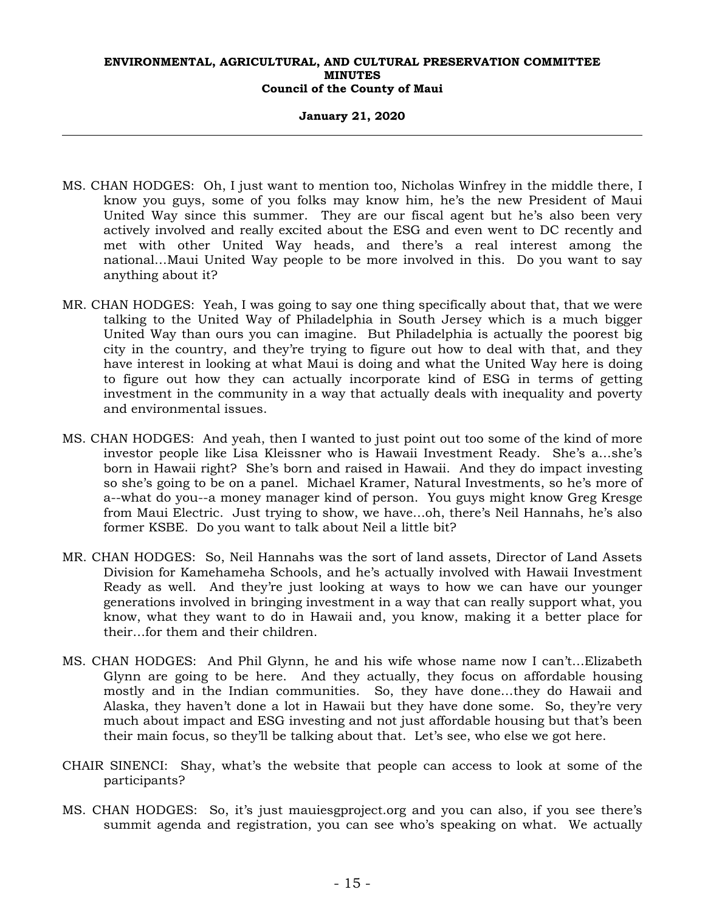MS. CHAN HODGES: Oh, I just want to mention too, Nicholas Winfrey in the middle there, I know you guys, some of you folks may know him, he's the new President of Maui United Way since this summer. They are our fiscal agent but he's also been very actively involved and really excited about the ESG and even went to DC recently and met with other United Way heads, and there's a real interest among the national…Maui United Way people to be more involved in this. Do you want to say anything about it?

MR. CHAN HODGES: Yeah, I was going to say one thing specifically about that, that we were talking to the United Way of Philadelphia in South Jersey which is a much bigger United Way than ours you can imagine. But Philadelphia is actually the poorest big city in the country, and they're trying to figure out how to deal with that, and they have interest in looking at what Maui is doing and what the United Way here is doing to figure out how they can actually incorporate kind of ESG in terms of getting investment in the community in a way that actually deals with inequality and poverty and environmental issues.

MS. CHAN HODGES: And yeah, then I wanted to just point out too some of the kind of more investor people like Lisa Kleissner who is Hawaii Investment Ready. She's a…she's born in Hawaii right? She's born and raised in Hawaii. And they do impact investing so she's going to be on a panel. Michael Kramer, Natural Investments, so he's more of a--what do you--a money manager kind of person. You guys might know Greg Kresge from Maui Electric. Just trying to show, we have…oh, there's Neil Hannahs, he's also former KSBE. Do you want to talk about Neil a little bit?

MR. CHAN HODGES: So, Neil Hannahs was the sort of land assets, Director of Land Assets Division for Kamehameha Schools, and he's actually involved with Hawaii Investment Ready as well. And they're just looking at ways to how we can have our younger generations involved in bringing investment in a way that can really support what, you know, what they want to do in Hawaii and, you know, making it a better place for their…for them and their children.

MS. CHAN HODGES: And Phil Glynn, he and his wife whose name now I can't…Elizabeth Glynn are going to be here. And they actually, they focus on affordable housing mostly and in the Indian communities. So, they have done…they do Hawaii and Alaska, they haven't done a lot in Hawaii but they have done some. So, they're very much about impact and ESG investing and not just affordable housing but that's been their main focus, so they'll be talking about that. Let's see, who else we got here.

CHAIR SINENCI: Shay, what's the website that people can access to look at some of the participants?

MS. CHAN HODGES: So, it's just mauiesgproject.org and you can also, if you see there's summit agenda and registration, you can see who's speaking on what. We actually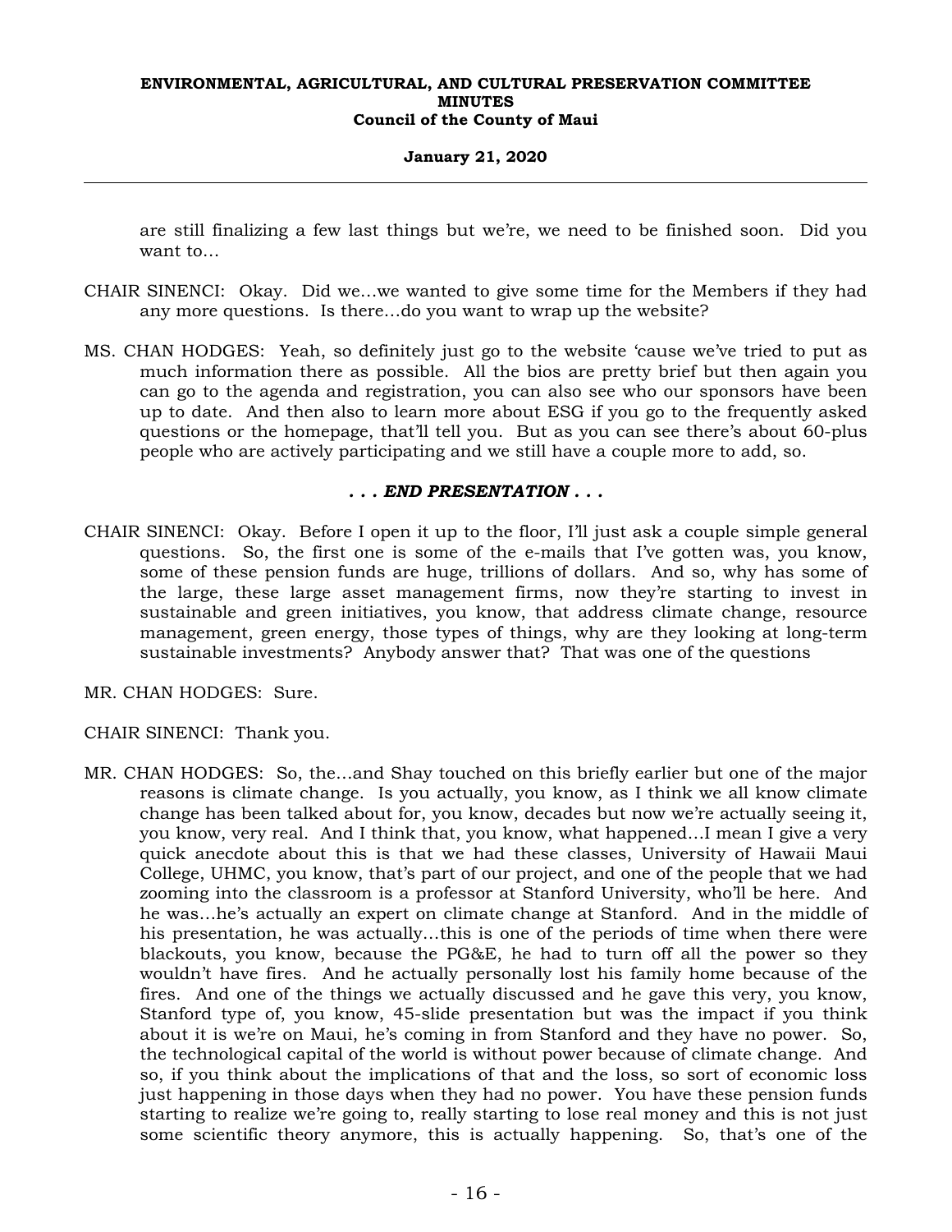are still finalizing a few last things but we're, we need to be finished soon. Did you want to...

CHAIR SINENCI: Okay. Did we...we wanted to give some time for the Members if they had any more questions. Is there...do you want to wrap up the website?

MS. CHAN HODGES: Yeah, so definitely just go to the website 'cause we've tried to put as much information there as possible. All the bios are pretty brief but then again you can go to the agenda and registration, you can also see who our sponsors have been up to date. And then also to learn more about ESG if you go to the frequently asked questions or the homepage, that'll tell you. But as you can see there's about 60-plus people who are actively participating and we still have a couple more to add, so.

***. . . END PRESENTATION . . .***

CHAIR SINENCI: Okay. Before I open it up to the floor, I'll just ask a couple simple general questions. So, the first one is some of the e-mails that I've gotten was, you know, some of these pension funds are huge, trillions of dollars. And so, why has some of the large, these large asset management firms, now they're starting to invest in sustainable and green initiatives, you know, that address climate change, resource management, green energy, those types of things, why are they looking at long-term sustainable investments? Anybody answer that? That was one of the questions

MR. CHAN HODGES: Sure.

CHAIR SINENCI: Thank you.

MR. CHAN HODGES: So, the...and Shay touched on this briefly earlier but one of the major reasons is climate change. Is you actually, you know, as I think we all know climate change has been talked about for, you know, decades but now we're actually seeing it, you know, very real. And I think that, you know, what happened...I mean I give a very quick anecdote about this is that we had these classes, University of Hawaii Maui College, UHMC, you know, that's part of our project, and one of the people that we had zooming into the classroom is a professor at Stanford University, who'll be here. And he was...he's actually an expert on climate change at Stanford. And in the middle of his presentation, he was actually...this is one of the periods of time when there were blackouts, you know, because the PG&E, he had to turn off all the power so they wouldn't have fires. And he actually personally lost his family home because of the fires. And one of the things we actually discussed and he gave this very, you know, Stanford type of, you know, 45-slide presentation but was the impact if you think about it is we're on Maui, he's coming in from Stanford and they have no power. So, the technological capital of the world is without power because of climate change. And so, if you think about the implications of that and the loss, so sort of economic loss just happening in those days when they had no power. You have these pension funds starting to realize we're going to, really starting to lose real money and this is not just some scientific theory anymore, this is actually happening. So, that's one of the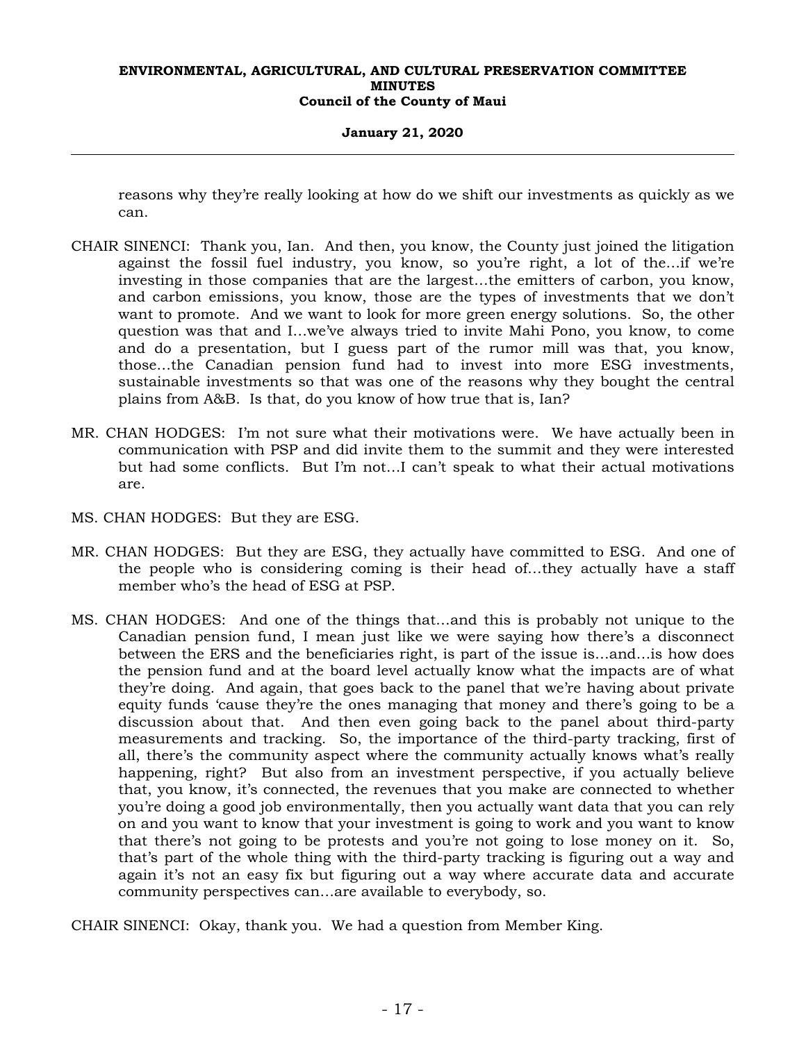reasons why they're really looking at how do we shift our investments as quickly as we can.

CHAIR SINENCI: Thank you, Ian. And then, you know, the County just joined the litigation against the fossil fuel industry, you know, so you're right, a lot of the...if we're investing in those companies that are the largest...the emitters of carbon, you know, and carbon emissions, you know, those are the types of investments that we don't want to promote. And we want to look for more green energy solutions. So, the other question was that and I...we've always tried to invite Mahi Pono, you know, to come and do a presentation, but I guess part of the rumor mill was that, you know, those...the Canadian pension fund had to invest into more ESG investments, sustainable investments so that was one of the reasons why they bought the central plains from A&B. Is that, do you know of how true that is, Ian?

MR. CHAN HODGES: I'm not sure what their motivations were. We have actually been in communication with PSP and did invite them to the summit and they were interested but had some conflicts. But I'm not...I can't speak to what their actual motivations are.

MS. CHAN HODGES: But they are ESG.

MR. CHAN HODGES: But they are ESG, they actually have committed to ESG. And one of the people who is considering coming is their head of...they actually have a staff member who's the head of ESG at PSP.

MS. CHAN HODGES: And one of the things that...and this is probably not unique to the Canadian pension fund, I mean just like we were saying how there's a disconnect between the ERS and the beneficiaries right, is part of the issue is...and...is how does the pension fund and at the board level actually know what the impacts are of what they're doing. And again, that goes back to the panel that we're having about private equity funds 'cause they're the ones managing that money and there's going to be a discussion about that. And then even going back to the panel about third-party measurements and tracking. So, the importance of the third-party tracking, first of all, there's the community aspect where the community actually knows what's really happening, right? But also from an investment perspective, if you actually believe that, you know, it's connected, the revenues that you make are connected to whether you're doing a good job environmentally, then you actually want data that you can rely on and you want to know that your investment is going to work and you want to know that there's not going to be protests and you're not going to lose money on it. So, that's part of the whole thing with the third-party tracking is figuring out a way and again it's not an easy fix but figuring out a way where accurate data and accurate community perspectives can...are available to everybody, so.

CHAIR SINENCI: Okay, thank you. We had a question from Member King.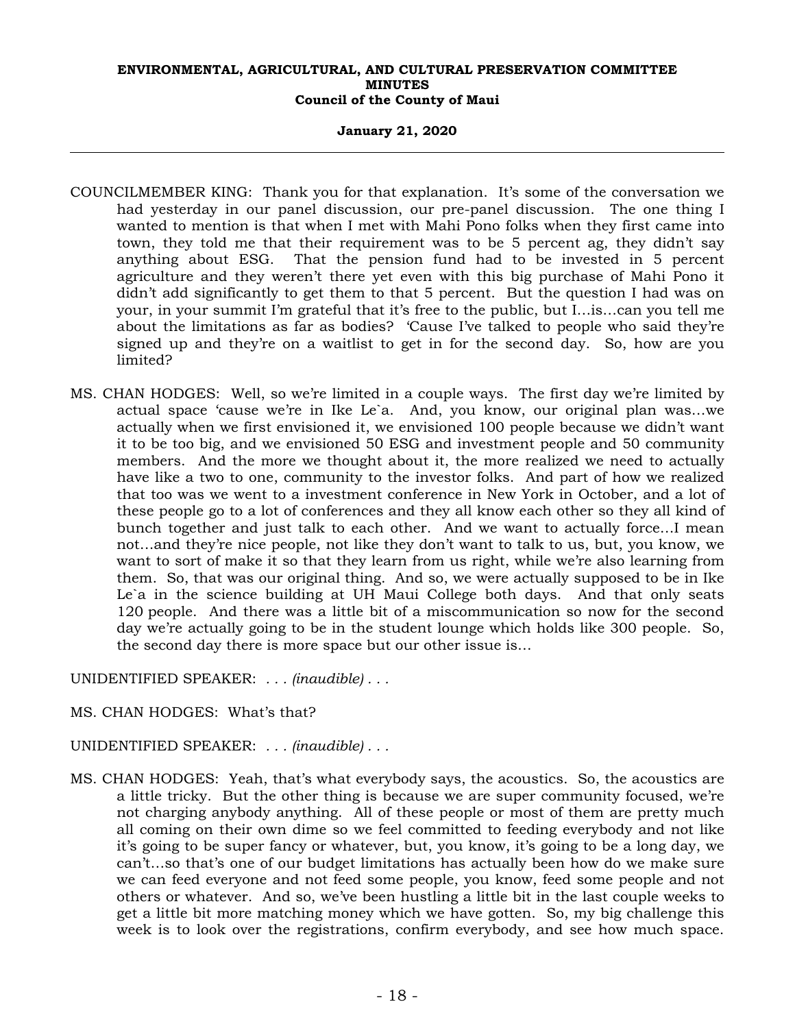COUNCILMEMBER KING: Thank you for that explanation. It's some of the conversation we had yesterday in our panel discussion, our pre-panel discussion. The one thing I wanted to mention is that when I met with Mahi Pono folks when they first came into town, they told me that their requirement was to be 5 percent ag, they didn't say anything about ESG. That the pension fund had to be invested in 5 percent agriculture and they weren't there yet even with this big purchase of Mahi Pono it didn't add significantly to get them to that 5 percent. But the question I had was on your, in your summit I'm grateful that it's free to the public, but I...is...can you tell me about the limitations as far as bodies? 'Cause I've talked to people who said they're signed up and they're on a waitlist to get in for the second day. So, how are you limited?

MS. CHAN HODGES: Well, so we're limited in a couple ways. The first day we're limited by actual space 'cause we're in Ike Le`a. And, you know, our original plan was...we actually when we first envisioned it, we envisioned 100 people because we didn't want it to be too big, and we envisioned 50 ESG and investment people and 50 community members. And the more we thought about it, the more realized we need to actually have like a two to one, community to the investor folks. And part of how we realized that too was we went to a investment conference in New York in October, and a lot of these people go to a lot of conferences and they all know each other so they all kind of bunch together and just talk to each other. And we want to actually force...I mean not...and they're nice people, not like they don't want to talk to us, but, you know, we want to sort of make it so that they learn from us right, while we're also learning from them. So, that was our original thing. And so, we were actually supposed to be in Ike Le`a in the science building at UH Maui College both days. And that only seats 120 people. And there was a little bit of a miscommunication so now for the second day we're actually going to be in the student lounge which holds like 300 people. So, the second day there is more space but our other issue is...

UNIDENTIFIED SPEAKER: . . . *(inaudible)* . . .

MS. CHAN HODGES: What's that?

UNIDENTIFIED SPEAKER: . . . *(inaudible)* . . .

MS. CHAN HODGES: Yeah, that's what everybody says, the acoustics. So, the acoustics are a little tricky. But the other thing is because we are super community focused, we're not charging anybody anything. All of these people or most of them are pretty much all coming on their own dime so we feel committed to feeding everybody and not like it's going to be super fancy or whatever, but, you know, it's going to be a long day, we can't...so that's one of our budget limitations has actually been how do we make sure we can feed everyone and not feed some people, you know, feed some people and not others or whatever. And so, we've been hustling a little bit in the last couple weeks to get a little bit more matching money which we have gotten. So, my big challenge this week is to look over the registrations, confirm everybody, and see how much space.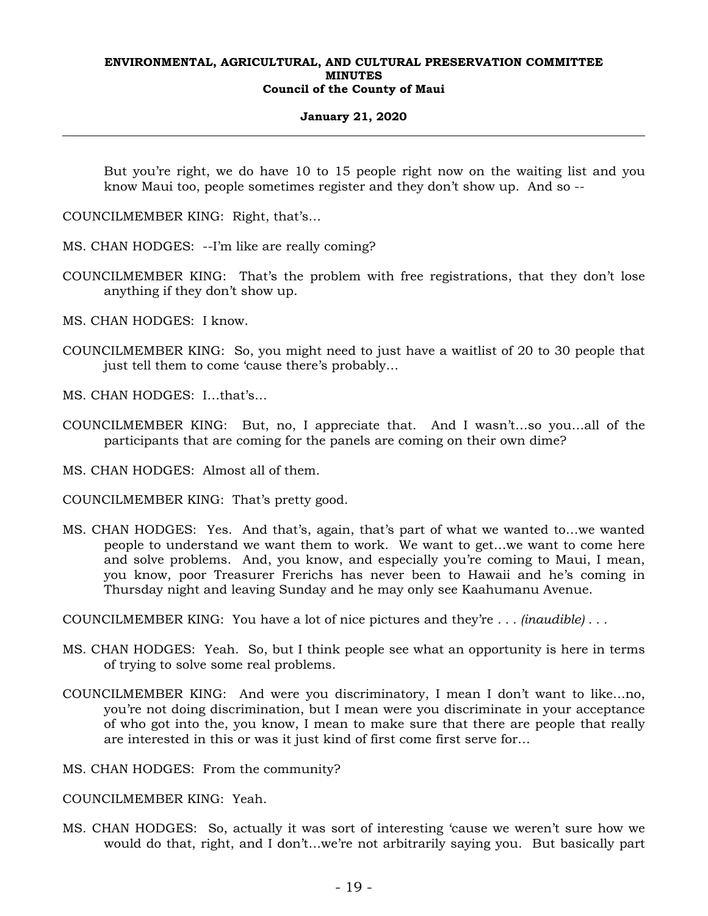But you're right, we do have 10 to 15 people right now on the waiting list and you know Maui too, people sometimes register and they don't show up. And so --

COUNCILMEMBER KING: Right, that's…

MS. CHAN HODGES: --I'm like are really coming?

COUNCILMEMBER KING: That's the problem with free registrations, that they don't lose anything if they don't show up.

MS. CHAN HODGES: I know.

COUNCILMEMBER KING: So, you might need to just have a waitlist of 20 to 30 people that just tell them to come 'cause there's probably…

MS. CHAN HODGES: I…that's…

COUNCILMEMBER KING: But, no, I appreciate that. And I wasn't…so you…all of the participants that are coming for the panels are coming on their own dime?

MS. CHAN HODGES: Almost all of them.

COUNCILMEMBER KING: That's pretty good.

MS. CHAN HODGES: Yes. And that's, again, that's part of what we wanted to…we wanted people to understand we want them to work. We want to get…we want to come here and solve problems. And, you know, and especially you're coming to Maui, I mean, you know, poor Treasurer Frerichs has never been to Hawaii and he's coming in Thursday night and leaving Sunday and he may only see Kaahumanu Avenue.

COUNCILMEMBER KING: You have a lot of nice pictures and they're . . . *(inaudible)* . . .

MS. CHAN HODGES: Yeah. So, but I think people see what an opportunity is here in terms of trying to solve some real problems.

COUNCILMEMBER KING: And were you discriminatory, I mean I don't want to like…no, you're not doing discrimination, but I mean were you discriminate in your acceptance of who got into the, you know, I mean to make sure that there are people that really are interested in this or was it just kind of first come first serve for…

MS. CHAN HODGES: From the community?

COUNCILMEMBER KING: Yeah.

MS. CHAN HODGES: So, actually it was sort of interesting 'cause we weren't sure how we would do that, right, and I don't…we're not arbitrarily saying you. But basically part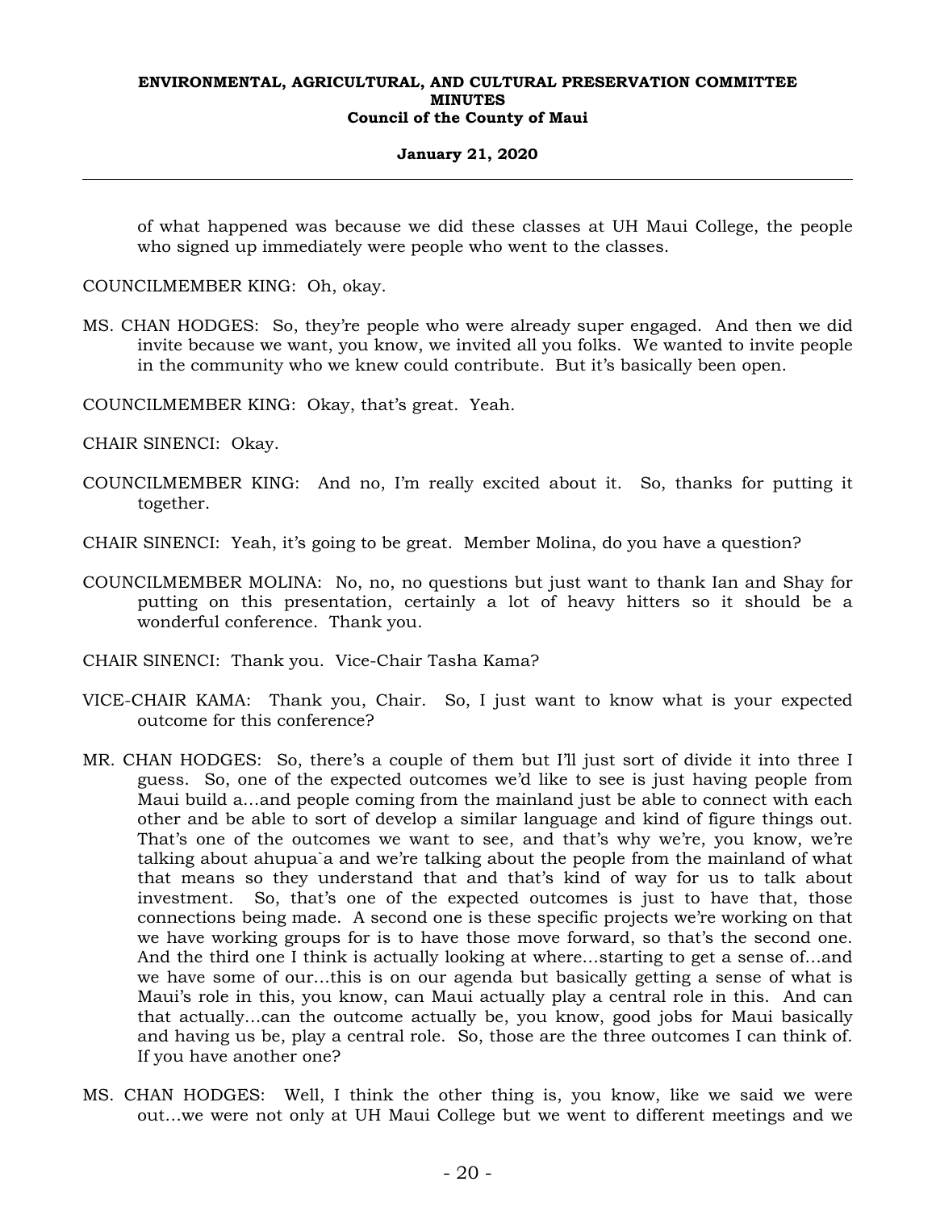of what happened was because we did these classes at UH Maui College, the people who signed up immediately were people who went to the classes.

COUNCILMEMBER KING: Oh, okay.

MS. CHAN HODGES: So, they're people who were already super engaged. And then we did invite because we want, you know, we invited all you folks. We wanted to invite people in the community who we knew could contribute. But it's basically been open.

COUNCILMEMBER KING: Okay, that's great. Yeah.

CHAIR SINENCI: Okay.

COUNCILMEMBER KING: And no, I'm really excited about it. So, thanks for putting it together.

CHAIR SINENCI: Yeah, it's going to be great. Member Molina, do you have a question?

COUNCILMEMBER MOLINA: No, no, no questions but just want to thank Ian and Shay for putting on this presentation, certainly a lot of heavy hitters so it should be a wonderful conference. Thank you.

CHAIR SINENCI: Thank you. Vice-Chair Tasha Kama?

VICE-CHAIR KAMA: Thank you, Chair. So, I just want to know what is your expected outcome for this conference?

MR. CHAN HODGES: So, there's a couple of them but I'll just sort of divide it into three I guess. So, one of the expected outcomes we'd like to see is just having people from Maui build a...and people coming from the mainland just be able to connect with each other and be able to sort of develop a similar language and kind of figure things out. That's one of the outcomes we want to see, and that's why we're, you know, we're talking about ahupua`a and we're talking about the people from the mainland of what that means so they understand that and that's kind of way for us to talk about investment. So, that's one of the expected outcomes is just to have that, those connections being made. A second one is these specific projects we're working on that we have working groups for is to have those move forward, so that's the second one. And the third one I think is actually looking at where...starting to get a sense of...and we have some of our...this is on our agenda but basically getting a sense of what is Maui's role in this, you know, can Maui actually play a central role in this. And can that actually...can the outcome actually be, you know, good jobs for Maui basically and having us be, play a central role. So, those are the three outcomes I can think of. If you have another one?

MS. CHAN HODGES: Well, I think the other thing is, you know, like we said we were out...we were not only at UH Maui College but we went to different meetings and we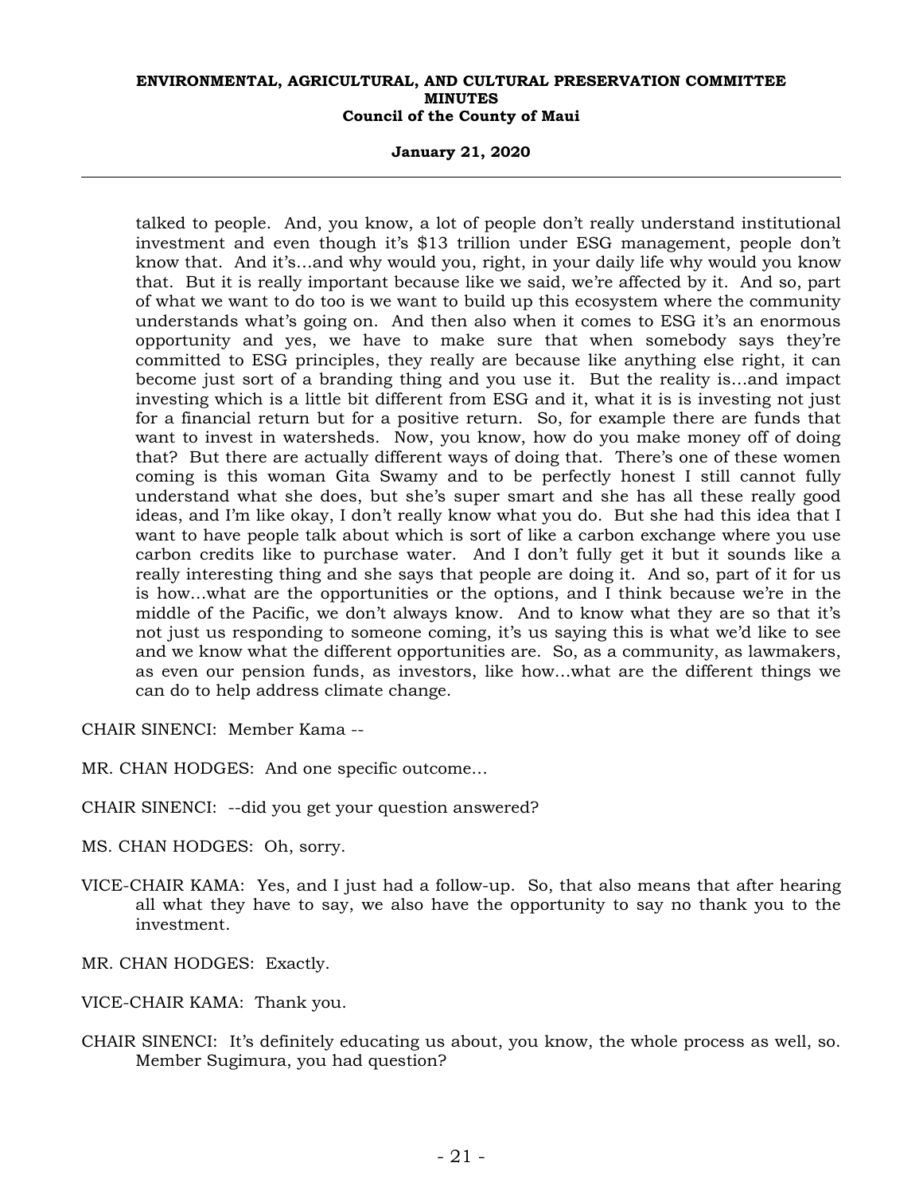talked to people. And, you know, a lot of people don't really understand institutional investment and even though it's $13 trillion under ESG management, people don't know that. And it's...and why would you, right, in your daily life why would you know that. But it is really important because like we said, we're affected by it. And so, part of what we want to do too is we want to build up this ecosystem where the community understands what's going on. And then also when it comes to ESG it's an enormous opportunity and yes, we have to make sure that when somebody says they're committed to ESG principles, they really are because like anything else right, it can become just sort of a branding thing and you use it. But the reality is...and impact investing which is a little bit different from ESG and it, what it is is investing not just for a financial return but for a positive return. So, for example there are funds that want to invest in watersheds. Now, you know, how do you make money off of doing that? But there are actually different ways of doing that. There's one of these women coming is this woman Gita Swamy and to be perfectly honest I still cannot fully understand what she does, but she's super smart and she has all these really good ideas, and I'm like okay, I don't really know what you do. But she had this idea that I want to have people talk about which is sort of like a carbon exchange where you use carbon credits like to purchase water. And I don't fully get it but it sounds like a really interesting thing and she says that people are doing it. And so, part of it for us is how...what are the opportunities or the options, and I think because we're in the middle of the Pacific, we don't always know. And to know what they are so that it's not just us responding to someone coming, it's us saying this is what we'd like to see and we know what the different opportunities are. So, as a community, as lawmakers, as even our pension funds, as investors, like how...what are the different things we can do to help address climate change.

CHAIR SINENCI: Member Kama --

MR. CHAN HODGES: And one specific outcome...

CHAIR SINENCI: --did you get your question answered?

MS. CHAN HODGES: Oh, sorry.

VICE-CHAIR KAMA: Yes, and I just had a follow-up. So, that also means that after hearing all what they have to say, we also have the opportunity to say no thank you to the investment.

MR. CHAN HODGES: Exactly.

VICE-CHAIR KAMA: Thank you.

CHAIR SINENCI: It's definitely educating us about, you know, the whole process as well, so. Member Sugimura, you had question?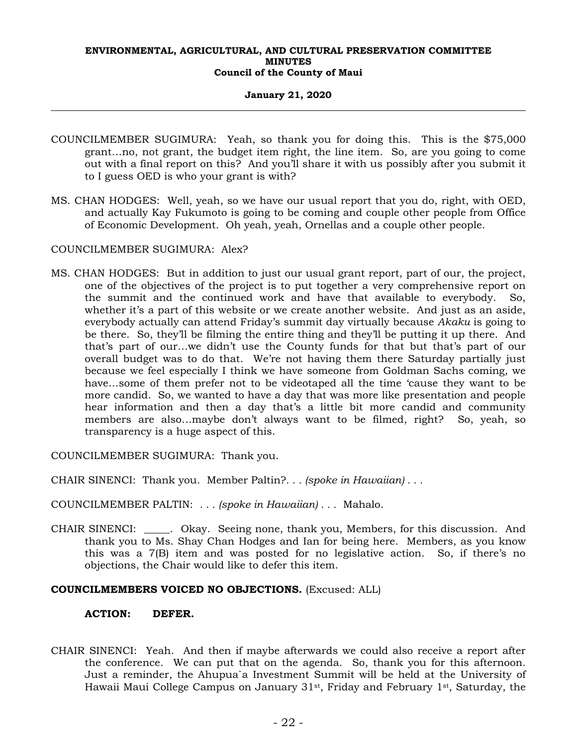COUNCILMEMBER SUGIMURA: Yeah, so thank you for doing this. This is the $75,000 grant…no, not grant, the budget item right, the line item. So, are you going to come out with a final report on this? And you'll share it with us possibly after you submit it to I guess OED is who your grant is with?

MS. CHAN HODGES: Well, yeah, so we have our usual report that you do, right, with OED, and actually Kay Fukumoto is going to be coming and couple other people from Office of Economic Development. Oh yeah, yeah, Ornellas and a couple other people.

COUNCILMEMBER SUGIMURA: Alex?

MS. CHAN HODGES: But in addition to just our usual grant report, part of our, the project, one of the objectives of the project is to put together a very comprehensive report on the summit and the continued work and have that available to everybody. So, whether it's a part of this website or we create another website. And just as an aside, everybody actually can attend Friday's summit day virtually because *Akaku* is going to be there. So, they'll be filming the entire thing and they'll be putting it up there. And that's part of our…we didn't use the County funds for that but that's part of our overall budget was to do that. We're not having them there Saturday partially just because we feel especially I think we have someone from Goldman Sachs coming, we have…some of them prefer not to be videotaped all the time 'cause they want to be more candid. So, we wanted to have a day that was more like presentation and people hear information and then a day that's a little bit more candid and community members are also…maybe don't always want to be filmed, right? So, yeah, so transparency is a huge aspect of this.

COUNCILMEMBER SUGIMURA: Thank you.

CHAIR SINENCI: Thank you. Member Paltin?. . . *(spoke in Hawaiian)* . . .

COUNCILMEMBER PALTIN: . . . *(spoke in Hawaiian)* . . . Mahalo.

CHAIR SINENCI: _____. Okay. Seeing none, thank you, Members, for this discussion. And thank you to Ms. Shay Chan Hodges and Ian for being here. Members, as you know this was a 7(B) item and was posted for no legislative action. So, if there's no objections, the Chair would like to defer this item.

**COUNCILMEMBERS VOICED NO OBJECTIONS.** (Excused: ALL)

**ACTION: DEFER.**

CHAIR SINENCI: Yeah. And then if maybe afterwards we could also receive a report after the conference. We can put that on the agenda. So, thank you for this afternoon. Just a reminder, the Ahupua`a Investment Summit will be held at the University of Hawaii Maui College Campus on January 31st, Friday and February 1st, Saturday, the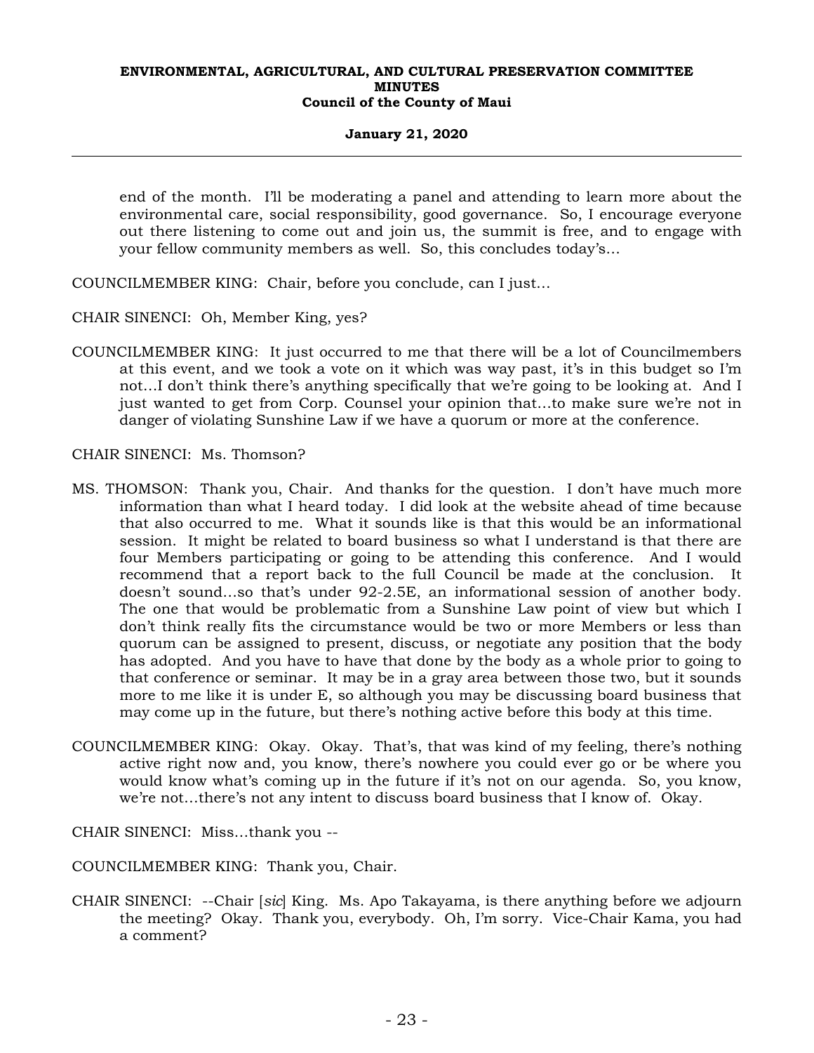end of the month. I'll be moderating a panel and attending to learn more about the environmental care, social responsibility, good governance. So, I encourage everyone out there listening to come out and join us, the summit is free, and to engage with your fellow community members as well. So, this concludes today's...

COUNCILMEMBER KING: Chair, before you conclude, can I just...

CHAIR SINENCI: Oh, Member King, yes?

COUNCILMEMBER KING: It just occurred to me that there will be a lot of Councilmembers at this event, and we took a vote on it which was way past, it's in this budget so I'm not...I don't think there's anything specifically that we're going to be looking at. And I just wanted to get from Corp. Counsel your opinion that...to make sure we're not in danger of violating Sunshine Law if we have a quorum or more at the conference.

CHAIR SINENCI: Ms. Thomson?

MS. THOMSON: Thank you, Chair. And thanks for the question. I don't have much more information than what I heard today. I did look at the website ahead of time because that also occurred to me. What it sounds like is that this would be an informational session. It might be related to board business so what I understand is that there are four Members participating or going to be attending this conference. And I would recommend that a report back to the full Council be made at the conclusion. It doesn't sound...so that's under 92-2.5E, an informational session of another body. The one that would be problematic from a Sunshine Law point of view but which I don't think really fits the circumstance would be two or more Members or less than quorum can be assigned to present, discuss, or negotiate any position that the body has adopted. And you have to have that done by the body as a whole prior to going to that conference or seminar. It may be in a gray area between those two, but it sounds more to me like it is under E, so although you may be discussing board business that may come up in the future, but there's nothing active before this body at this time.

COUNCILMEMBER KING: Okay. Okay. That's, that was kind of my feeling, there's nothing active right now and, you know, there's nowhere you could ever go or be where you would know what's coming up in the future if it's not on our agenda. So, you know, we're not...there's not any intent to discuss board business that I know of. Okay.

CHAIR SINENCI: Miss...thank you --

COUNCILMEMBER KING: Thank you, Chair.

CHAIR SINENCI: --Chair [*sic*] King. Ms. Apo Takayama, is there anything before we adjourn the meeting? Okay. Thank you, everybody. Oh, I'm sorry. Vice-Chair Kama, you had a comment?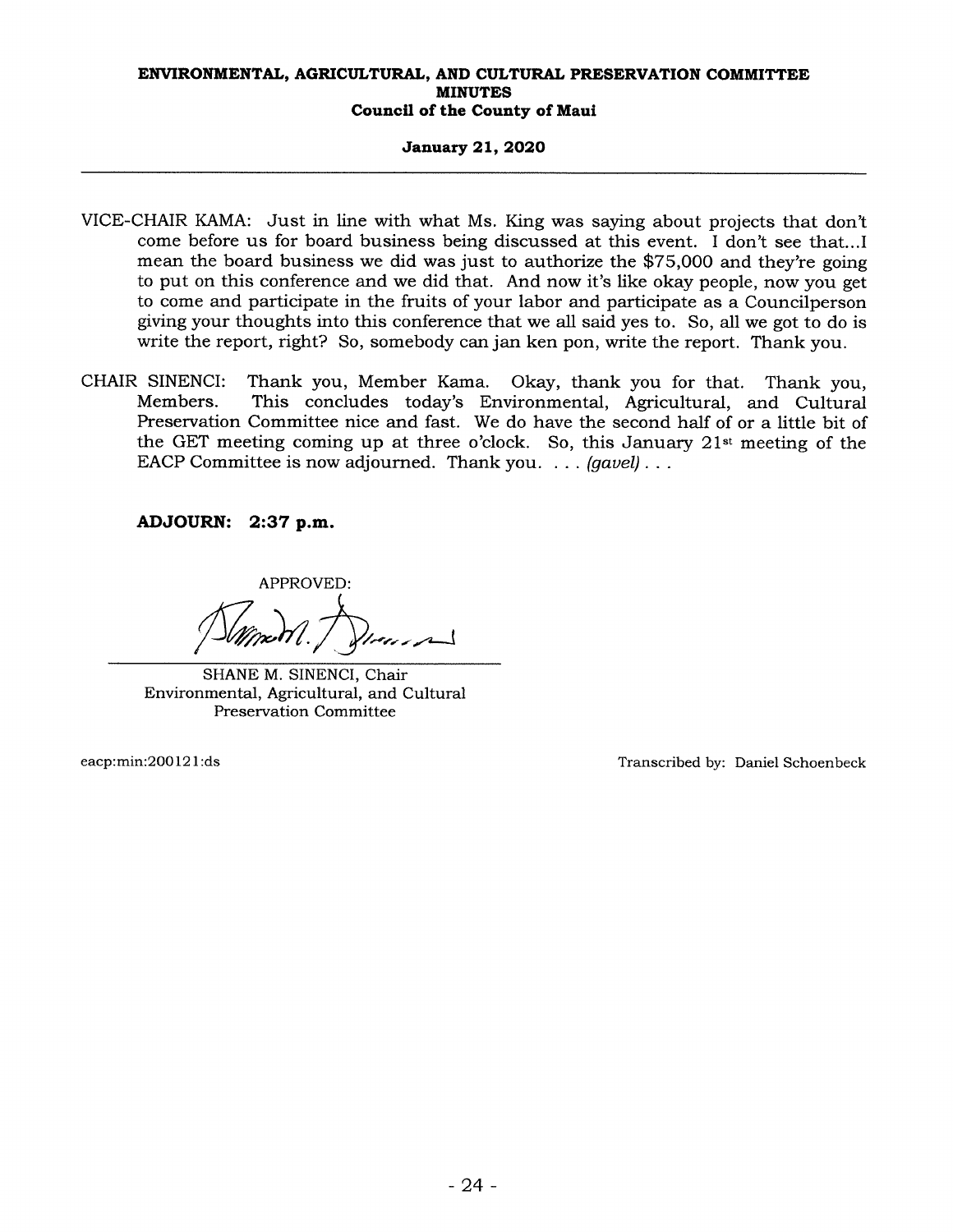VICE-CHAIR KAMA: Just in line with what Ms. King was saying about projects that don't come before us for board business being discussed at this event. I don't see that...I mean the board business we did was just to authorize the $75,000 and they're going to put on this conference and we did that. And now it's like okay people, now you get to come and participate in the fruits of your labor and participate as a Councilperson giving your thoughts into this conference that we all said yes to. So, all we got to do is write the report, right? So, somebody can jan ken pon, write the report. Thank you.

CHAIR SINENCI: Thank you, Member Kama. Okay, thank you for that. Thank you, Members. This concludes today's Environmental, Agricultural, and Cultural Preservation Committee nice and fast. We do have the second half of or a little bit of the GET meeting coming up at three o'clock. So, this January 21st meeting of the EACP Committee is now adjourned. Thank you. . . . *(gavel)* . . .

**ADJOURN: 2:37 p.m.**

APPROVED:

SHANE M. SINENCI, Chair
Environmental, Agricultural, and Cultural Preservation Committee

eacp:min:200121:ds

Transcribed by: Daniel Schoenbeck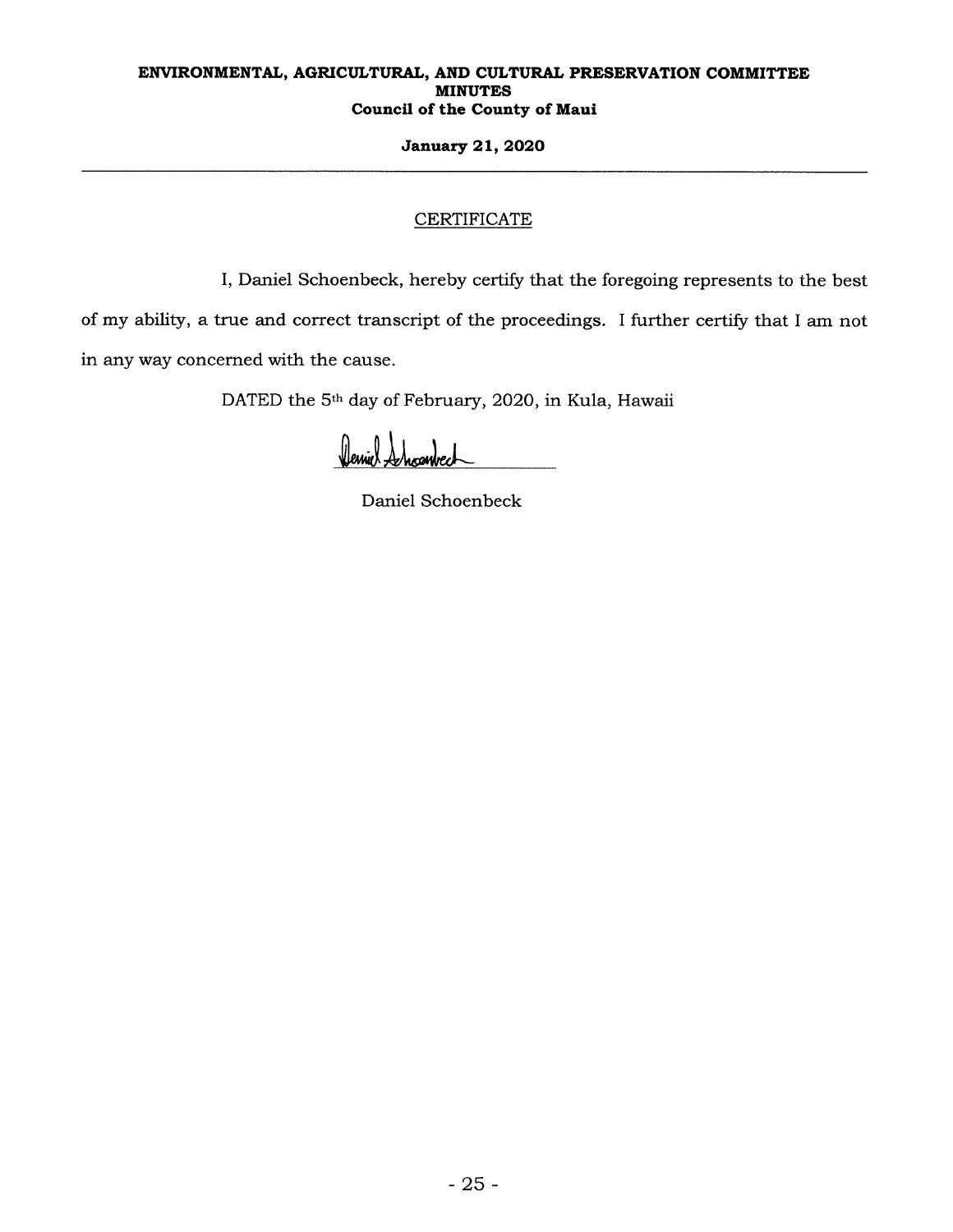## CERTIFICATE

I, Daniel Schoenbeck, hereby certify that the foregoing represents to the best of my ability, a true and correct transcript of the proceedings. I further certify that I am not in any way concerned with the cause.

DATED the 5th day of February, 2020, in Kula, Hawaii

Daniel Schoenbeck